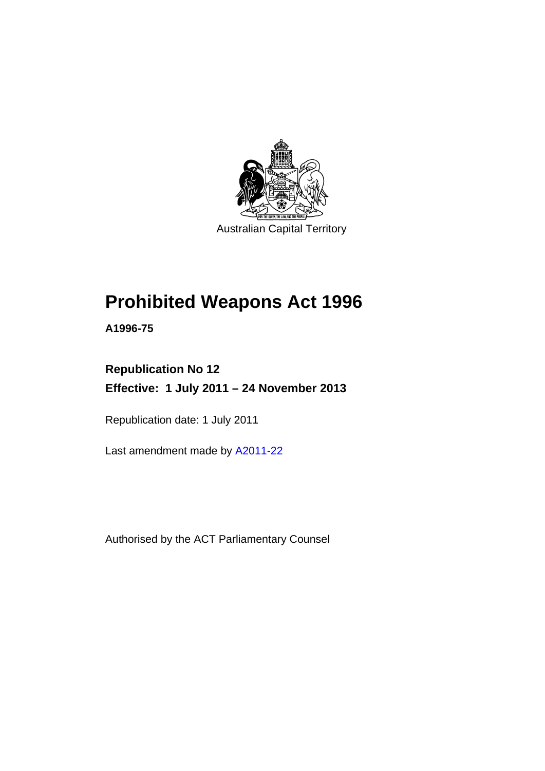Australian Capital Territory

# Prohibited Weapons Act 1996

**A1996-75**

**Republication No 12**

**Effective: 1 July 2011 – 24 November 2013**

Republication date: 1 July 2011

Last amendment made by A2011-22

Authorised by the ACT Parliamentary Counsel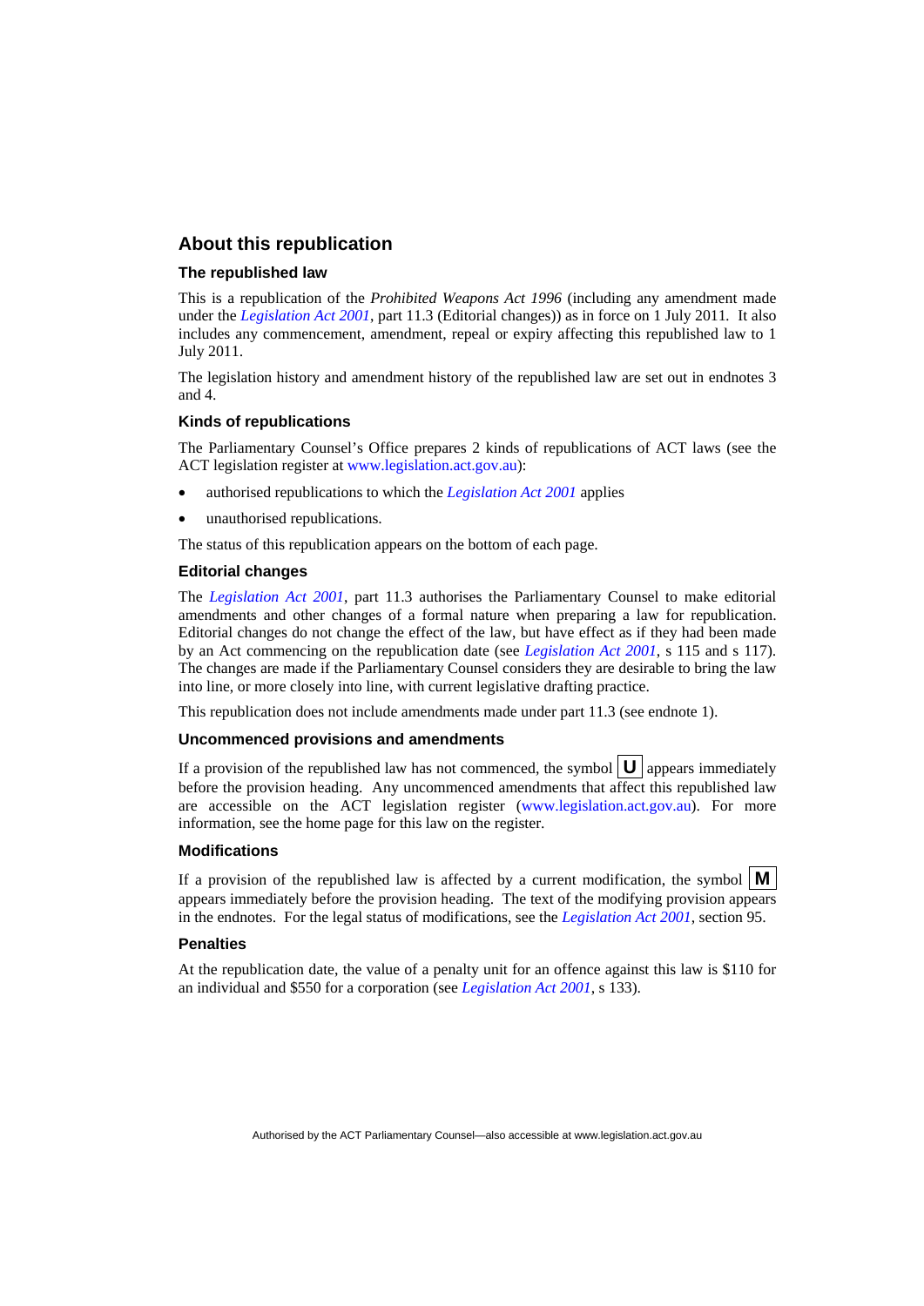## About this republication

### The republished law

This is a republication of the *Prohibited Weapons Act 1996* (including any amendment made under the *Legislation Act 2001*, part 11.3 (Editorial changes)) as in force on 1 July 2011*.* It also includes any commencement, amendment, repeal or expiry affecting this republished law to 1 July 2011.

The legislation history and amendment history of the republished law are set out in endnotes 3 and 4.

### Kinds of republications

The Parliamentary Counsel's Office prepares 2 kinds of republications of ACT laws (see the ACT legislation register at www.legislation.act.gov.au):

- authorised republications to which the *Legislation Act 2001* applies
- unauthorised republications.

The status of this republication appears on the bottom of each page.

### Editorial changes

The *Legislation Act 2001*, part 11.3 authorises the Parliamentary Counsel to make editorial amendments and other changes of a formal nature when preparing a law for republication. Editorial changes do not change the effect of the law, but have effect as if they had been made by an Act commencing on the republication date (see *Legislation Act 2001*, s 115 and s 117). The changes are made if the Parliamentary Counsel considers they are desirable to bring the law into line, or more closely into line, with current legislative drafting practice.

This republication does not include amendments made under part 11.3 (see endnote 1).

### Uncommenced provisions and amendments

If a provision of the republished law has not commenced, the symbol **U** appears immediately before the provision heading. Any uncommenced amendments that affect this republished law are accessible on the ACT legislation register (www.legislation.act.gov.au). For more information, see the home page for this law on the register.

### Modifications

If a provision of the republished law is affected by a current modification, the symbol **M** appears immediately before the provision heading. The text of the modifying provision appears in the endnotes. For the legal status of modifications, see the *Legislation Act 2001*, section 95.

### Penalties

At the republication date, the value of a penalty unit for an offence against this law is $110 for an individual and $550 for a corporation (see *Legislation Act 2001*, s 133).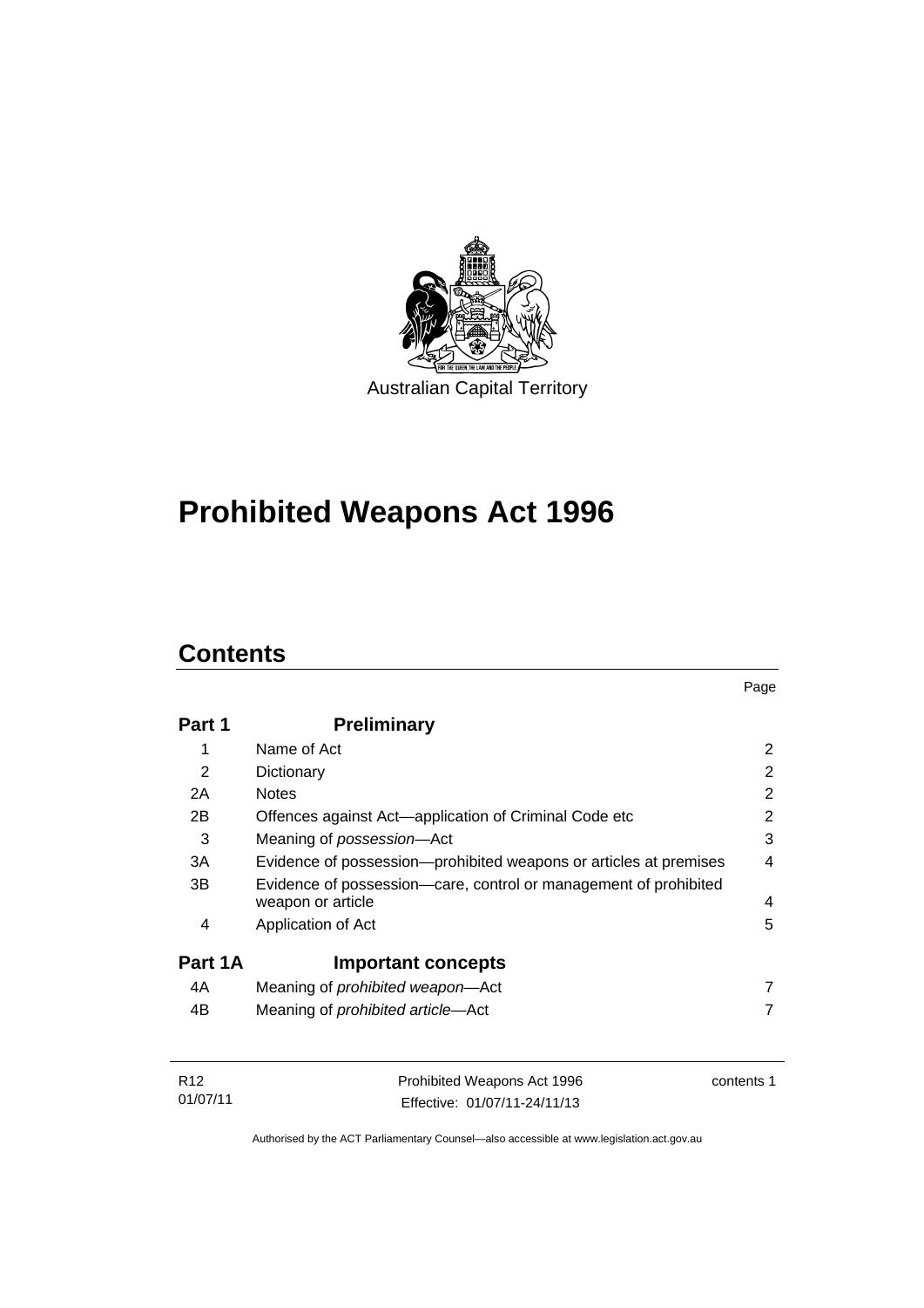Australian Capital Territory

# Prohibited Weapons Act 1996

## Contents

| | | Page |
|---|---|---|
| **Part 1** | **Preliminary** | |
| 1 | Name of Act | 2 |
| 2 | Dictionary | 2 |
| 2A | Notes | 2 |
| 2B | Offences against Act—application of Criminal Code etc | 2 |
| 3 | Meaning of *possession*—Act | 3 |
| 3A | Evidence of possession—prohibited weapons or articles at premises | 4 |
| 3B | Evidence of possession—care, control or management of prohibited weapon or article | 4 |
| 4 | Application of Act | 5 |
| **Part 1A** | **Important concepts** | |
| 4A | Meaning of *prohibited weapon*—Act | 7 |
| 4B | Meaning of *prohibited article*—Act | 7 |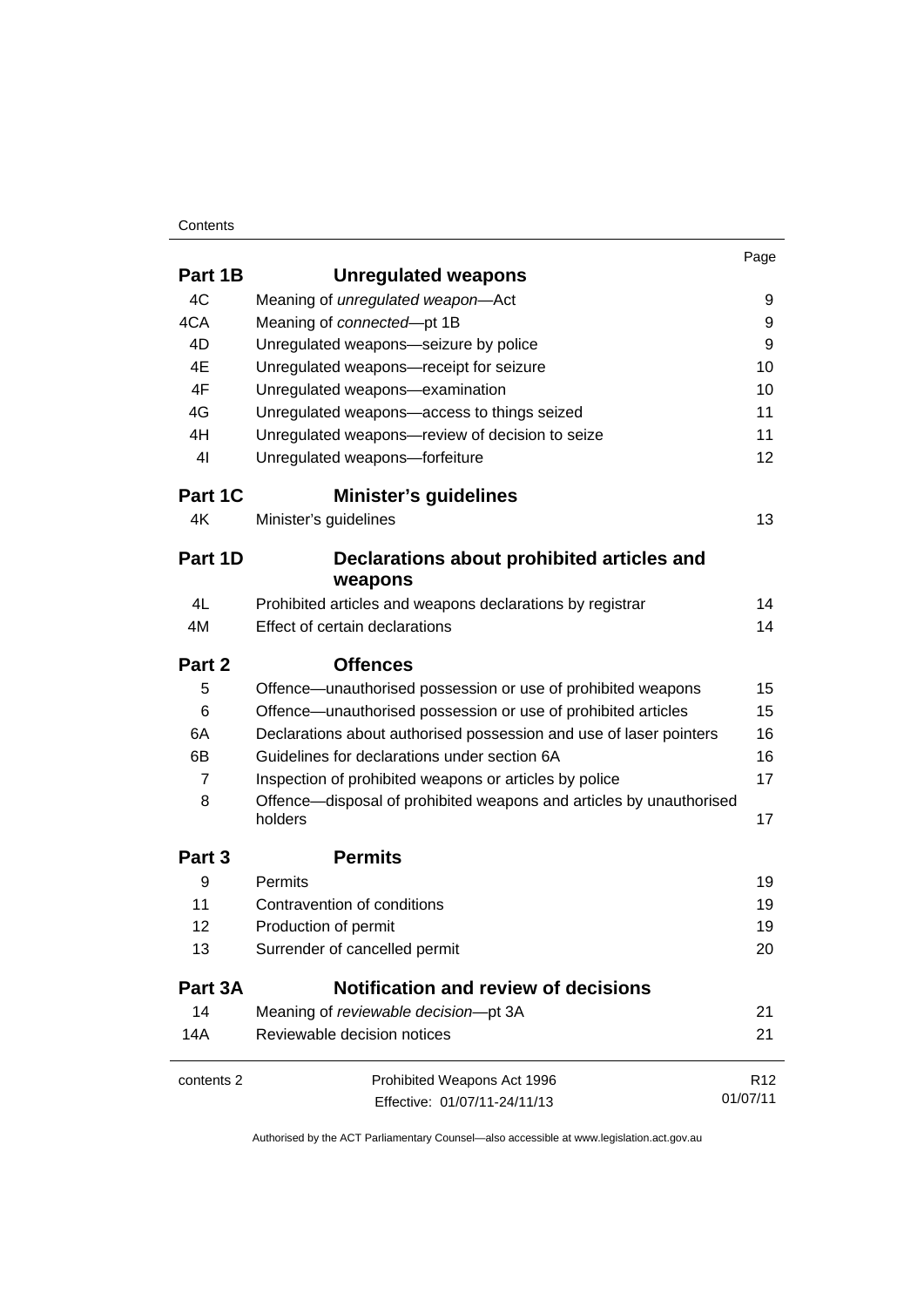| | | Page |
|---|---|---|
| **Part 1B** | **Unregulated weapons** | |
| 4C | Meaning of *unregulated weapon*—Act | 9 |
| 4CA | Meaning of *connected*—pt 1B | 9 |
| 4D | Unregulated weapons—seizure by police | 9 |
| 4E | Unregulated weapons—receipt for seizure | 10 |
| 4F | Unregulated weapons—examination | 10 |
| 4G | Unregulated weapons—access to things seized | 11 |
| 4H | Unregulated weapons—review of decision to seize | 11 |
| 4I | Unregulated weapons—forfeiture | 12 |
| **Part 1C** | **Minister's guidelines** | |
| 4K | Minister's guidelines | 13 |
| **Part 1D** | **Declarations about prohibited articles and weapons** | |
| 4L | Prohibited articles and weapons declarations by registrar | 14 |
| 4M | Effect of certain declarations | 14 |
| **Part 2** | **Offences** | |
| 5 | Offence—unauthorised possession or use of prohibited weapons | 15 |
| 6 | Offence—unauthorised possession or use of prohibited articles | 15 |
| 6A | Declarations about authorised possession and use of laser pointers | 16 |
| 6B | Guidelines for declarations under section 6A | 16 |
| 7 | Inspection of prohibited weapons or articles by police | 17 |
| 8 | Offence—disposal of prohibited weapons and articles by unauthorised holders | 17 |
| **Part 3** | **Permits** | |
| 9 | Permits | 19 |
| 11 | Contravention of conditions | 19 |
| 12 | Production of permit | 19 |
| 13 | Surrender of cancelled permit | 20 |
| **Part 3A** | **Notification and review of decisions** | |
| 14 | Meaning of *reviewable decision*—pt 3A | 21 |
| 14A | Reviewable decision notices | 21 |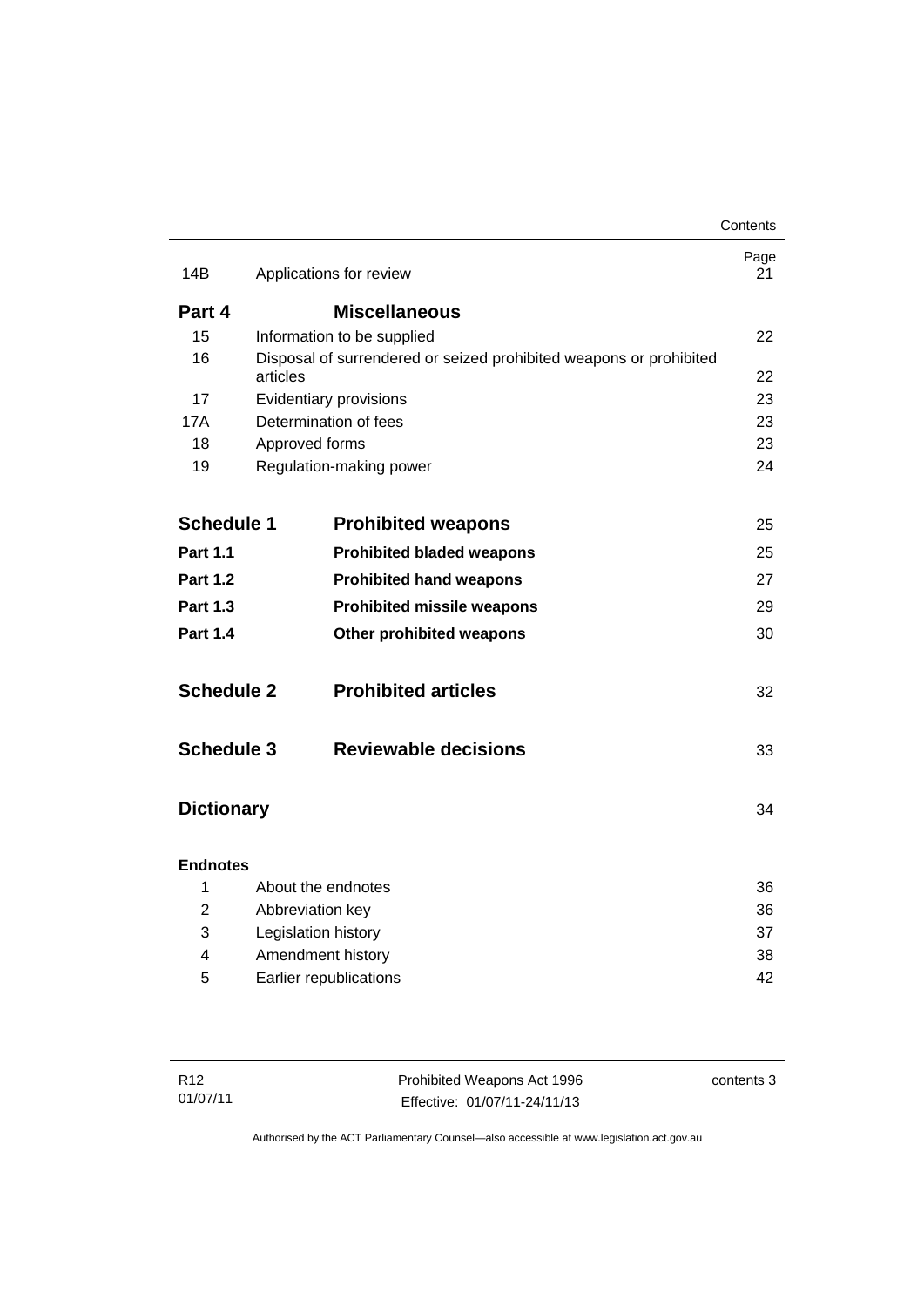| | | Page |
|---|---|---|
| 14B | Applications for review | 21 |
| **Part 4** | **Miscellaneous** | |
| 15 | Information to be supplied | 22 |
| 16 | Disposal of surrendered or seized prohibited weapons or prohibited articles | 22 |
| 17 | Evidentiary provisions | 23 |
| 17A | Determination of fees | 23 |
| 18 | Approved forms | 23 |
| 19 | Regulation-making power | 24 |
| **Schedule 1** | **Prohibited weapons** | 25 |
| **Part 1.1** | **Prohibited bladed weapons** | 25 |
| **Part 1.2** | **Prohibited hand weapons** | 27 |
| **Part 1.3** | **Prohibited missile weapons** | 29 |
| **Part 1.4** | **Other prohibited weapons** | 30 |
| **Schedule 2** | **Prohibited articles** | 32 |
| **Schedule 3** | **Reviewable decisions** | 33 |
| **Dictionary** | | 34 |
| **Endnotes** | | |
| 1 | About the endnotes | 36 |
| 2 | Abbreviation key | 36 |
| 3 | Legislation history | 37 |
| 4 | Amendment history | 38 |
| 5 | Earlier republications | 42 |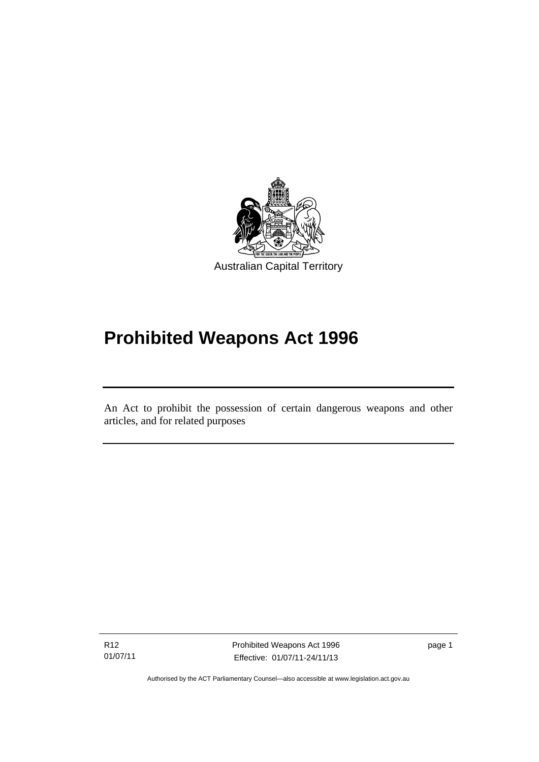Australian Capital Territory

# Prohibited Weapons Act 1996

An Act to prohibit the possession of certain dangerous weapons and other articles, and for related purposes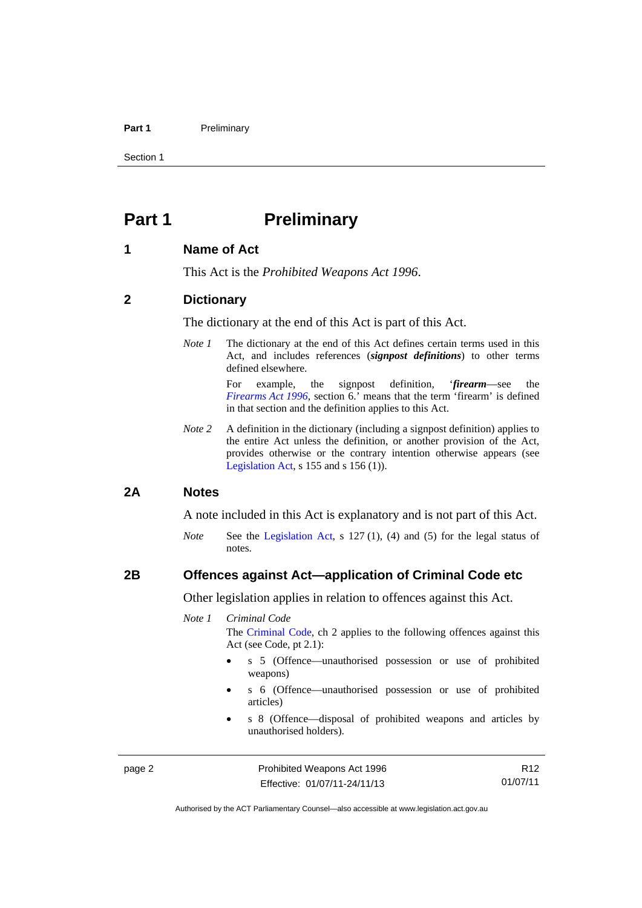# Part 1 Preliminary

## 1 Name of Act

This Act is the *Prohibited Weapons Act 1996*.

## 2 Dictionary

The dictionary at the end of this Act is part of this Act.

*Note 1* The dictionary at the end of this Act defines certain terms used in this Act, and includes references (***signpost definitions***) to other terms defined elsewhere.

For example, the signpost definition, '***firearm***—see the *Firearms Act 1996*, section 6.' means that the term 'firearm' is defined in that section and the definition applies to this Act.

*Note 2* A definition in the dictionary (including a signpost definition) applies to the entire Act unless the definition, or another provision of the Act, provides otherwise or the contrary intention otherwise appears (see Legislation Act, s 155 and s 156 (1)).

## 2A Notes

A note included in this Act is explanatory and is not part of this Act.

*Note* See the Legislation Act, s 127 (1), (4) and (5) for the legal status of notes.

## 2B Offences against Act—application of Criminal Code etc

Other legislation applies in relation to offences against this Act.

*Note 1* *Criminal Code*

The Criminal Code, ch 2 applies to the following offences against this Act (see Code, pt 2.1):

- s 5 (Offence—unauthorised possession or use of prohibited weapons)
- s 6 (Offence—unauthorised possession or use of prohibited articles)
- s 8 (Offence—disposal of prohibited weapons and articles by unauthorised holders).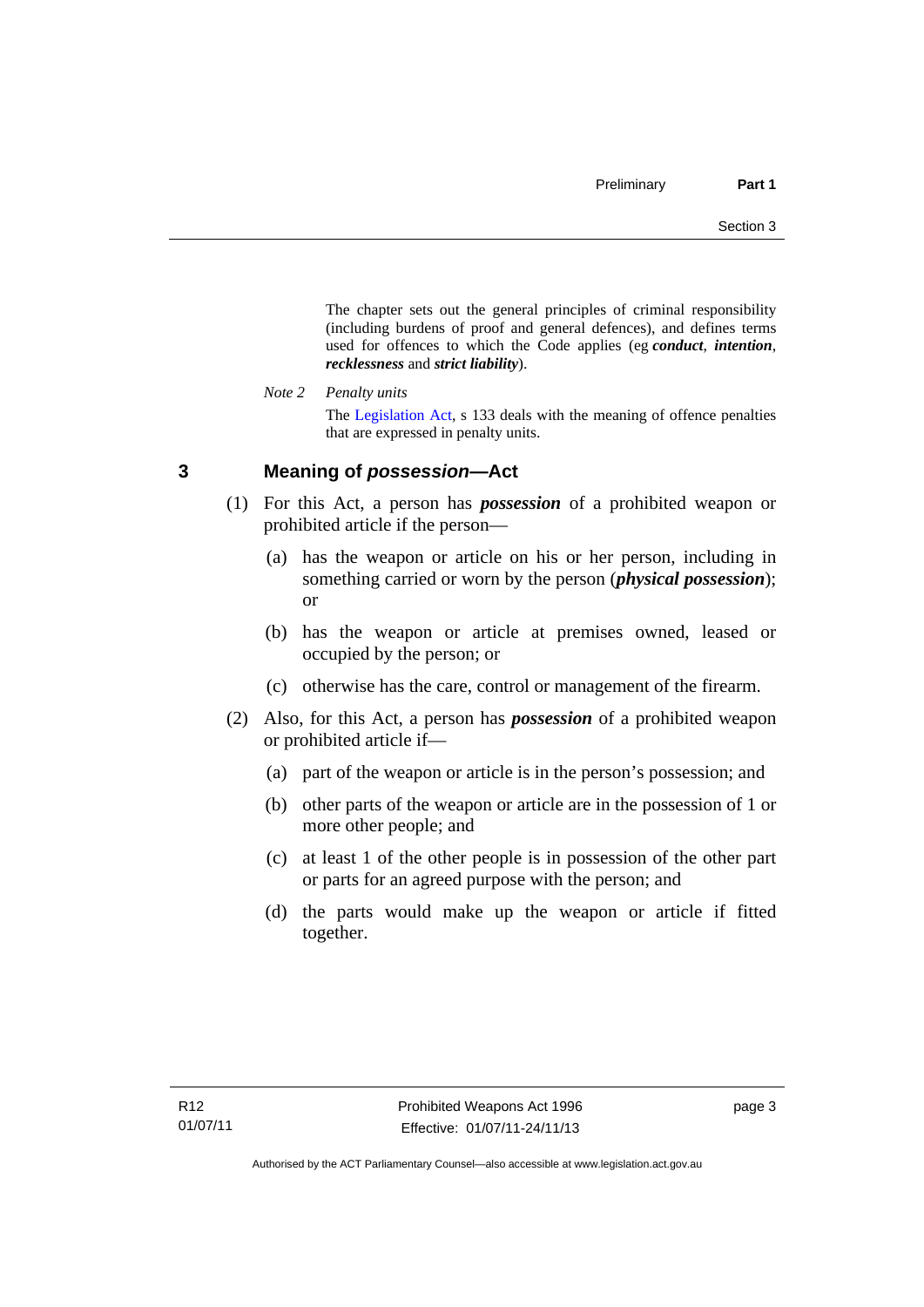The chapter sets out the general principles of criminal responsibility (including burdens of proof and general defences), and defines terms used for offences to which the Code applies (eg ***conduct***, ***intention***, ***recklessness*** and ***strict liability***).

*Note 2* *Penalty units*

The Legislation Act, s 133 deals with the meaning of offence penalties that are expressed in penalty units.

## 3 Meaning of *possession*—Act

(1) For this Act, a person has ***possession*** of a prohibited weapon or prohibited article if the person—

(a) has the weapon or article on his or her person, including in something carried or worn by the person (***physical possession***); or

(b) has the weapon or article at premises owned, leased or occupied by the person; or

(c) otherwise has the care, control or management of the firearm.

(2) Also, for this Act, a person has ***possession*** of a prohibited weapon or prohibited article if—

(a) part of the weapon or article is in the person's possession; and

(b) other parts of the weapon or article are in the possession of 1 or more other people; and

(c) at least 1 of the other people is in possession of the other part or parts for an agreed purpose with the person; and

(d) the parts would make up the weapon or article if fitted together.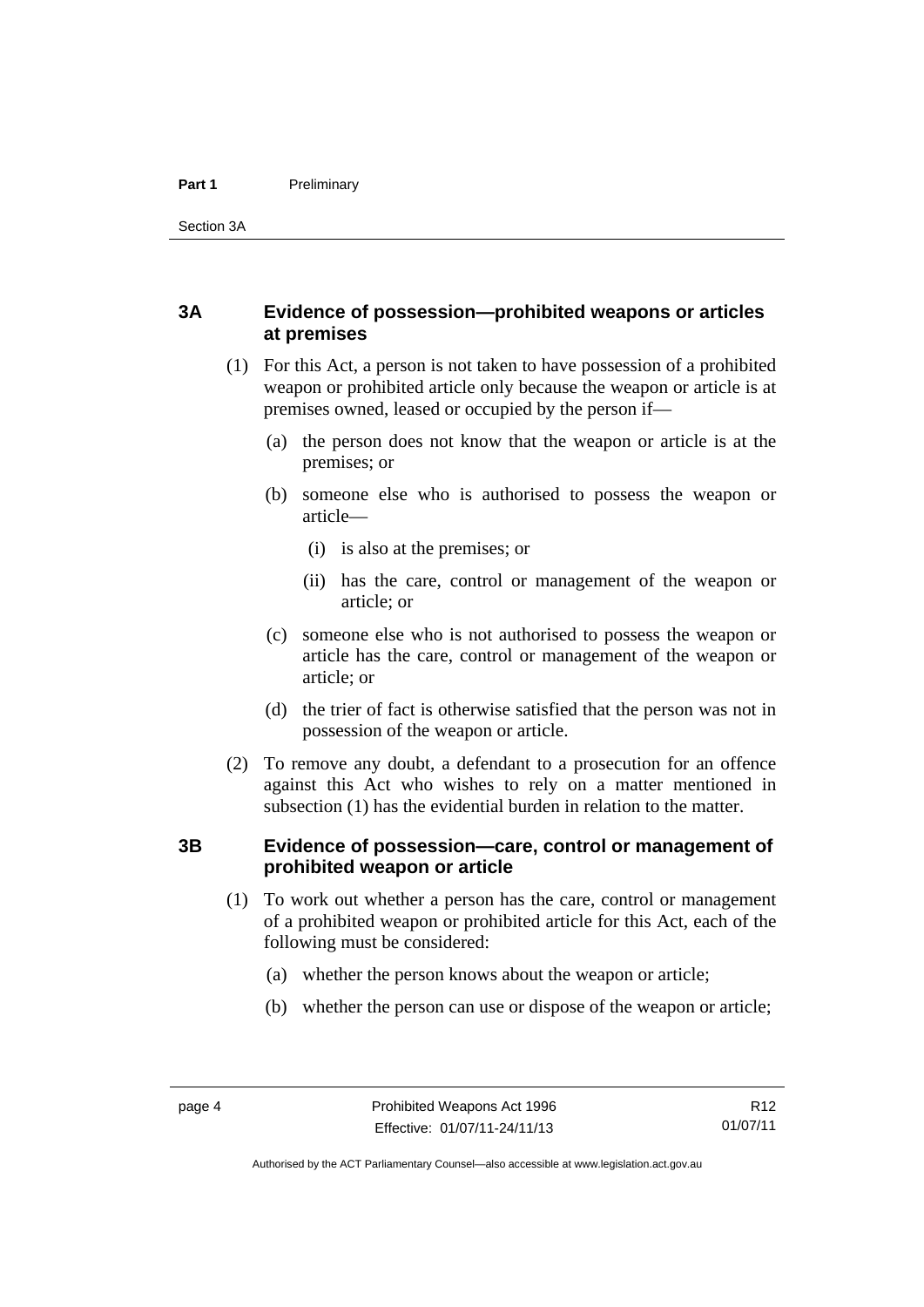### 3A Evidence of possession—prohibited weapons or articles at premises

(1) For this Act, a person is not taken to have possession of a prohibited weapon or prohibited article only because the weapon or article is at premises owned, leased or occupied by the person if—

(a) the person does not know that the weapon or article is at the premises; or

(b) someone else who is authorised to possess the weapon or article—

(i) is also at the premises; or

(ii) has the care, control or management of the weapon or article; or

(c) someone else who is not authorised to possess the weapon or article has the care, control or management of the weapon or article; or

(d) the trier of fact is otherwise satisfied that the person was not in possession of the weapon or article.

(2) To remove any doubt, a defendant to a prosecution for an offence against this Act who wishes to rely on a matter mentioned in subsection (1) has the evidential burden in relation to the matter.

### 3B Evidence of possession—care, control or management of prohibited weapon or article

(1) To work out whether a person has the care, control or management of a prohibited weapon or prohibited article for this Act, each of the following must be considered:

(a) whether the person knows about the weapon or article;

(b) whether the person can use or dispose of the weapon or article;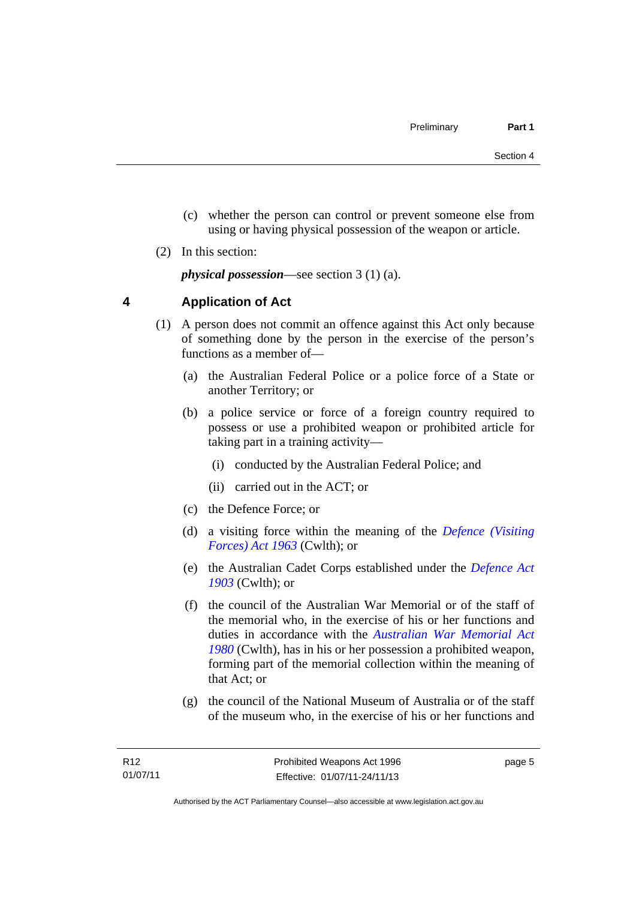(c) whether the person can control or prevent someone else from using or having physical possession of the weapon or article.

(2) In this section:

***physical possession***—see section 3 (1) (a).

## 4 Application of Act

(1) A person does not commit an offence against this Act only because of something done by the person in the exercise of the person's functions as a member of—

(a) the Australian Federal Police or a police force of a State or another Territory; or

(b) a police service or force of a foreign country required to possess or use a prohibited weapon or prohibited article for taking part in a training activity—

(i) conducted by the Australian Federal Police; and

(ii) carried out in the ACT; or

(c) the Defence Force; or

(d) a visiting force within the meaning of the *Defence (Visiting Forces) Act 1963* (Cwlth); or

(e) the Australian Cadet Corps established under the *Defence Act 1903* (Cwlth); or

(f) the council of the Australian War Memorial or of the staff of the memorial who, in the exercise of his or her functions and duties in accordance with the *Australian War Memorial Act 1980* (Cwlth), has in his or her possession a prohibited weapon, forming part of the memorial collection within the meaning of that Act; or

(g) the council of the National Museum of Australia or of the staff of the museum who, in the exercise of his or her functions and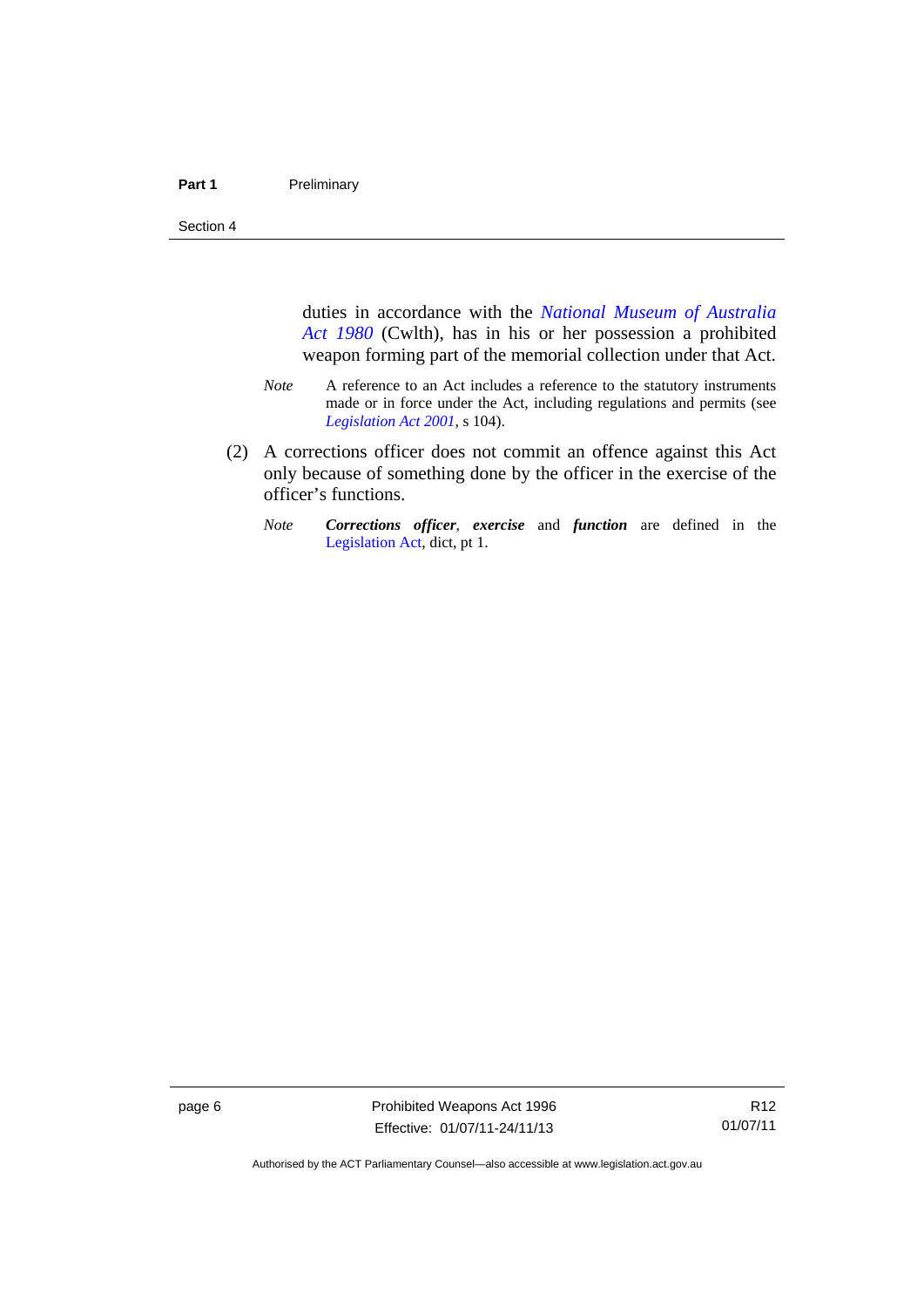duties in accordance with the *National Museum of Australia Act 1980* (Cwlth), has in his or her possession a prohibited weapon forming part of the memorial collection under that Act.

*Note* A reference to an Act includes a reference to the statutory instruments made or in force under the Act, including regulations and permits (see *Legislation Act 2001*, s 104).

(2) A corrections officer does not commit an offence against this Act only because of something done by the officer in the exercise of the officer's functions.

*Note* ***Corrections officer***, ***exercise*** and ***function*** are defined in the Legislation Act, dict, pt 1.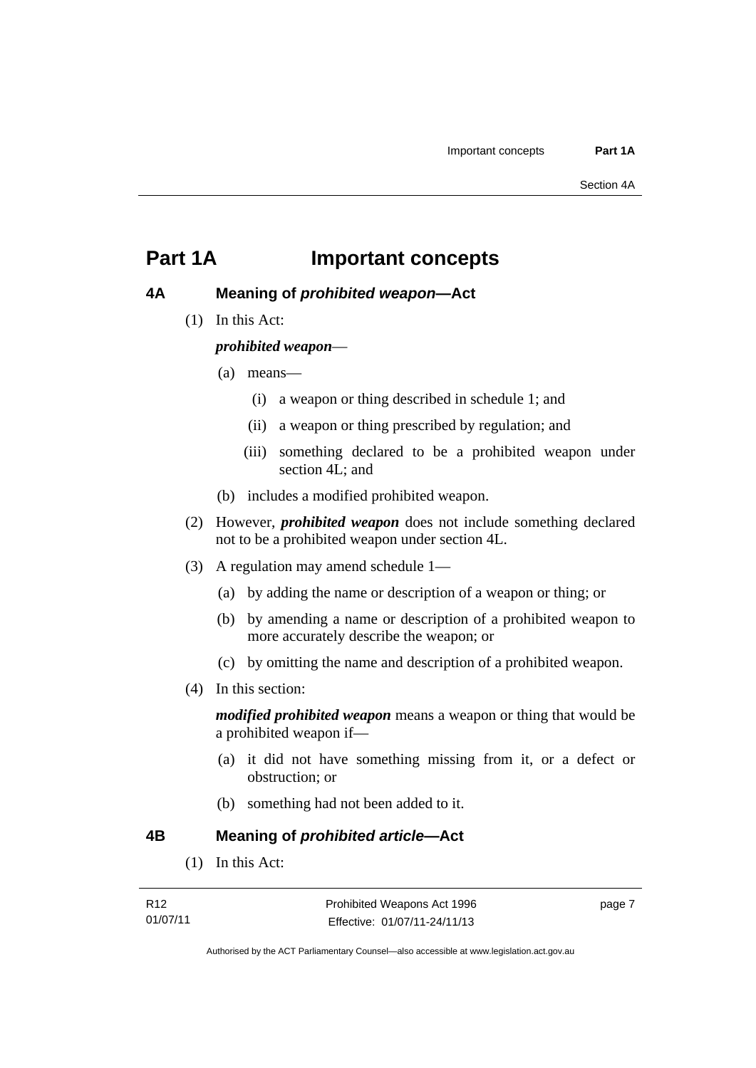# Part 1A Important concepts

## 4A Meaning of *prohibited weapon*—Act

(1) In this Act:

***prohibited weapon***—

(a) means—

(i) a weapon or thing described in schedule 1; and

(ii) a weapon or thing prescribed by regulation; and

(iii) something declared to be a prohibited weapon under section 4L; and

(b) includes a modified prohibited weapon.

(2) However, ***prohibited weapon*** does not include something declared not to be a prohibited weapon under section 4L.

(3) A regulation may amend schedule 1—

(a) by adding the name or description of a weapon or thing; or

(b) by amending a name or description of a prohibited weapon to more accurately describe the weapon; or

(c) by omitting the name and description of a prohibited weapon.

(4) In this section:

***modified prohibited weapon*** means a weapon or thing that would be a prohibited weapon if—

(a) it did not have something missing from it, or a defect or obstruction; or

(b) something had not been added to it.

## 4B Meaning of *prohibited article*—Act

(1) In this Act: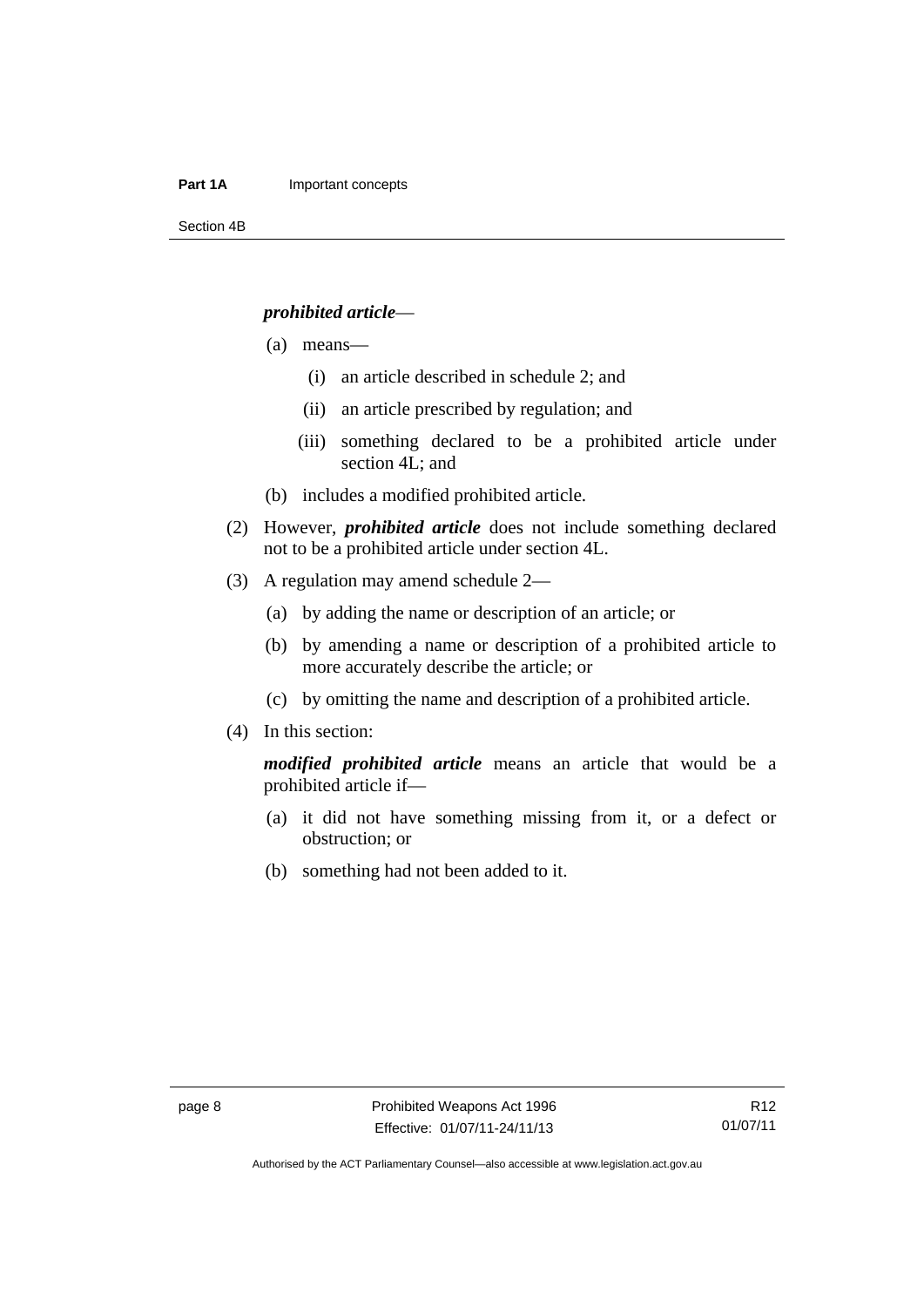***prohibited article***—

(a) means—

(i) an article described in schedule 2; and

(ii) an article prescribed by regulation; and

(iii) something declared to be a prohibited article under section 4L; and

(b) includes a modified prohibited article.

(2) However, ***prohibited article*** does not include something declared not to be a prohibited article under section 4L.

(3) A regulation may amend schedule 2—

(a) by adding the name or description of an article; or

(b) by amending a name or description of a prohibited article to more accurately describe the article; or

(c) by omitting the name and description of a prohibited article.

(4) In this section:

***modified prohibited article*** means an article that would be a prohibited article if—

(a) it did not have something missing from it, or a defect or obstruction; or

(b) something had not been added to it.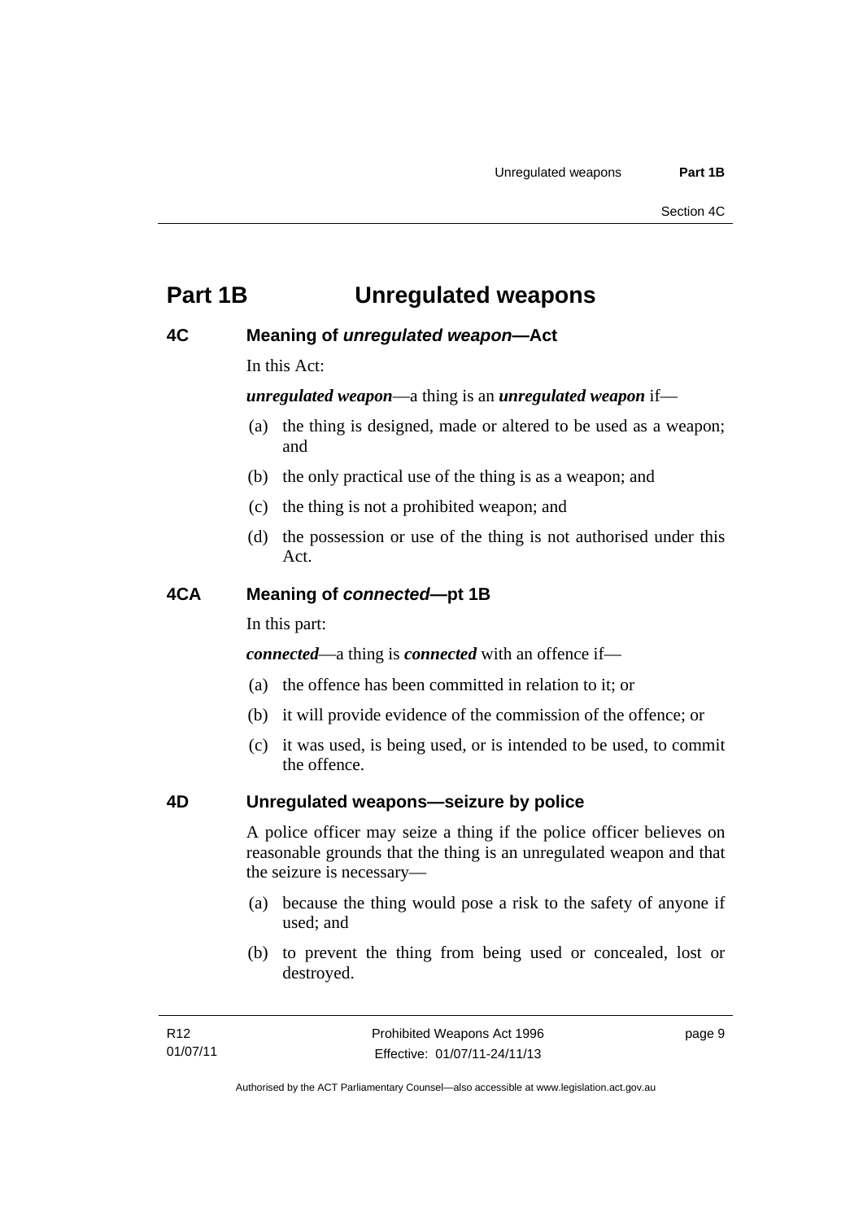# Part 1B Unregulated weapons

## 4C Meaning of *unregulated weapon*—Act

In this Act:

***unregulated weapon***—a thing is an ***unregulated weapon*** if—

(a) the thing is designed, made or altered to be used as a weapon; and

(b) the only practical use of the thing is as a weapon; and

(c) the thing is not a prohibited weapon; and

(d) the possession or use of the thing is not authorised under this Act.

## 4CA Meaning of *connected*—pt 1B

In this part:

***connected***—a thing is ***connected*** with an offence if—

(a) the offence has been committed in relation to it; or

(b) it will provide evidence of the commission of the offence; or

(c) it was used, is being used, or is intended to be used, to commit the offence.

## 4D Unregulated weapons—seizure by police

A police officer may seize a thing if the police officer believes on reasonable grounds that the thing is an unregulated weapon and that the seizure is necessary—

(a) because the thing would pose a risk to the safety of anyone if used; and

(b) to prevent the thing from being used or concealed, lost or destroyed.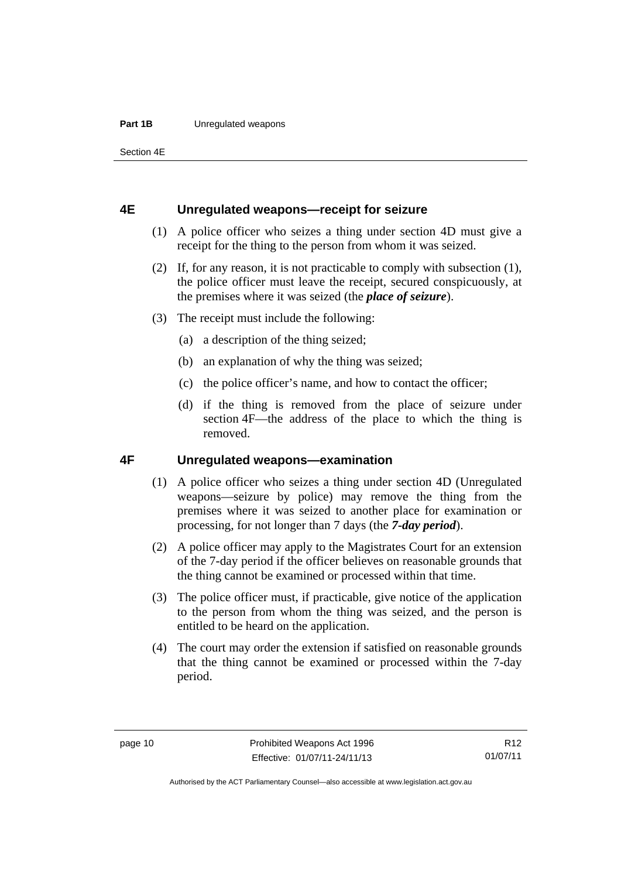## 4E Unregulated weapons—receipt for seizure

(1) A police officer who seizes a thing under section 4D must give a receipt for the thing to the person from whom it was seized.

(2) If, for any reason, it is not practicable to comply with subsection (1), the police officer must leave the receipt, secured conspicuously, at the premises where it was seized (the ***place of seizure***).

(3) The receipt must include the following:

(a) a description of the thing seized;

(b) an explanation of why the thing was seized;

(c) the police officer's name, and how to contact the officer;

(d) if the thing is removed from the place of seizure under section 4F—the address of the place to which the thing is removed.

## 4F Unregulated weapons—examination

(1) A police officer who seizes a thing under section 4D (Unregulated weapons—seizure by police) may remove the thing from the premises where it was seized to another place for examination or processing, for not longer than 7 days (the ***7-day period***).

(2) A police officer may apply to the Magistrates Court for an extension of the 7-day period if the officer believes on reasonable grounds that the thing cannot be examined or processed within that time.

(3) The police officer must, if practicable, give notice of the application to the person from whom the thing was seized, and the person is entitled to be heard on the application.

(4) The court may order the extension if satisfied on reasonable grounds that the thing cannot be examined or processed within the 7-day period.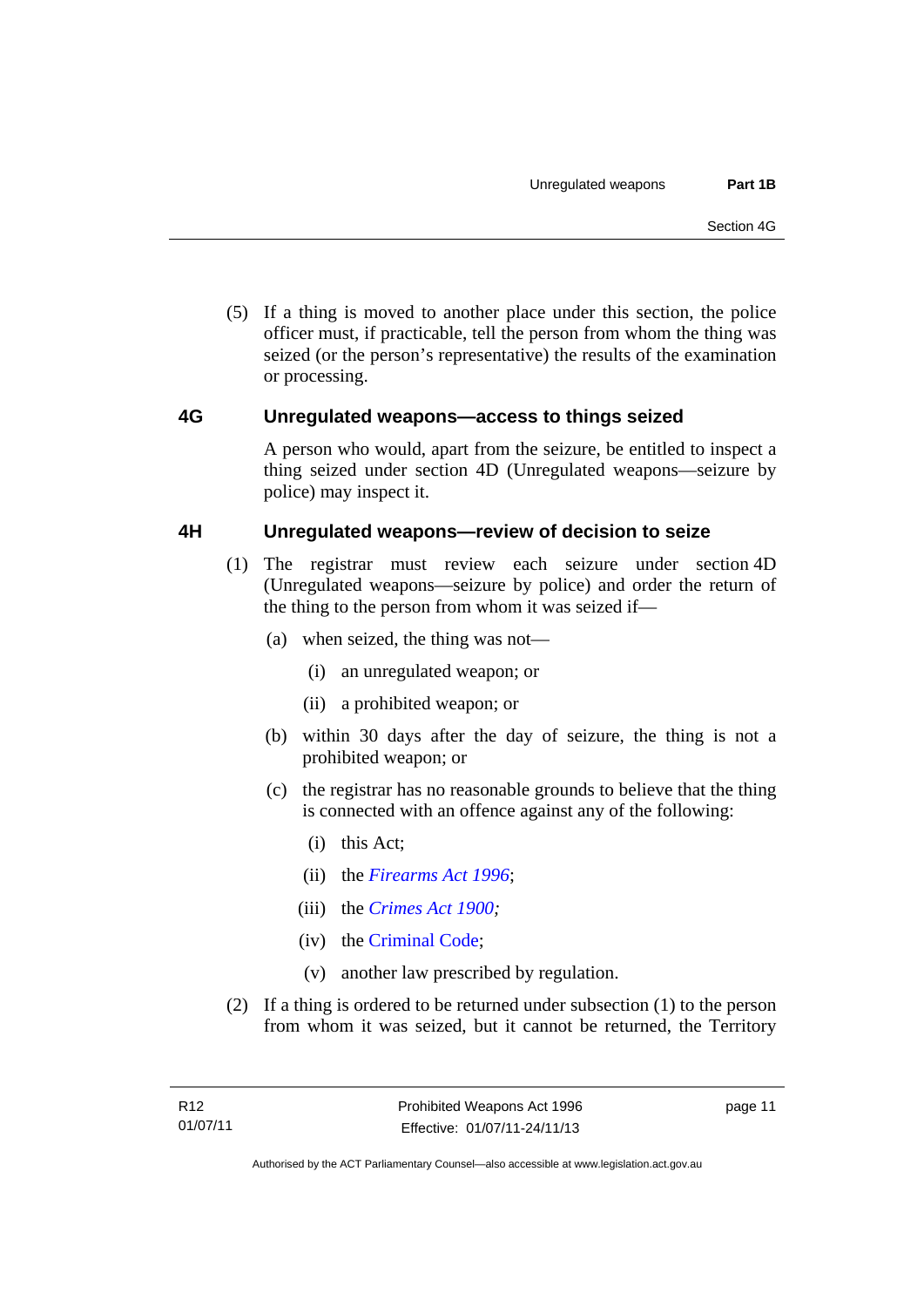(5) If a thing is moved to another place under this section, the police officer must, if practicable, tell the person from whom the thing was seized (or the person's representative) the results of the examination or processing.

### 4G Unregulated weapons—access to things seized

A person who would, apart from the seizure, be entitled to inspect a thing seized under section 4D (Unregulated weapons—seizure by police) may inspect it.

### 4H Unregulated weapons—review of decision to seize

(1) The registrar must review each seizure under section 4D (Unregulated weapons—seizure by police) and order the return of the thing to the person from whom it was seized if—

(a) when seized, the thing was not—

(i) an unregulated weapon; or

(ii) a prohibited weapon; or

(b) within 30 days after the day of seizure, the thing is not a prohibited weapon; or

(c) the registrar has no reasonable grounds to believe that the thing is connected with an offence against any of the following:

(i) this Act;

(ii) the *Firearms Act 1996*;

(iii) the *Crimes Act 1900;*

(iv) the Criminal Code;

(v) another law prescribed by regulation.

(2) If a thing is ordered to be returned under subsection (1) to the person from whom it was seized, but it cannot be returned, the Territory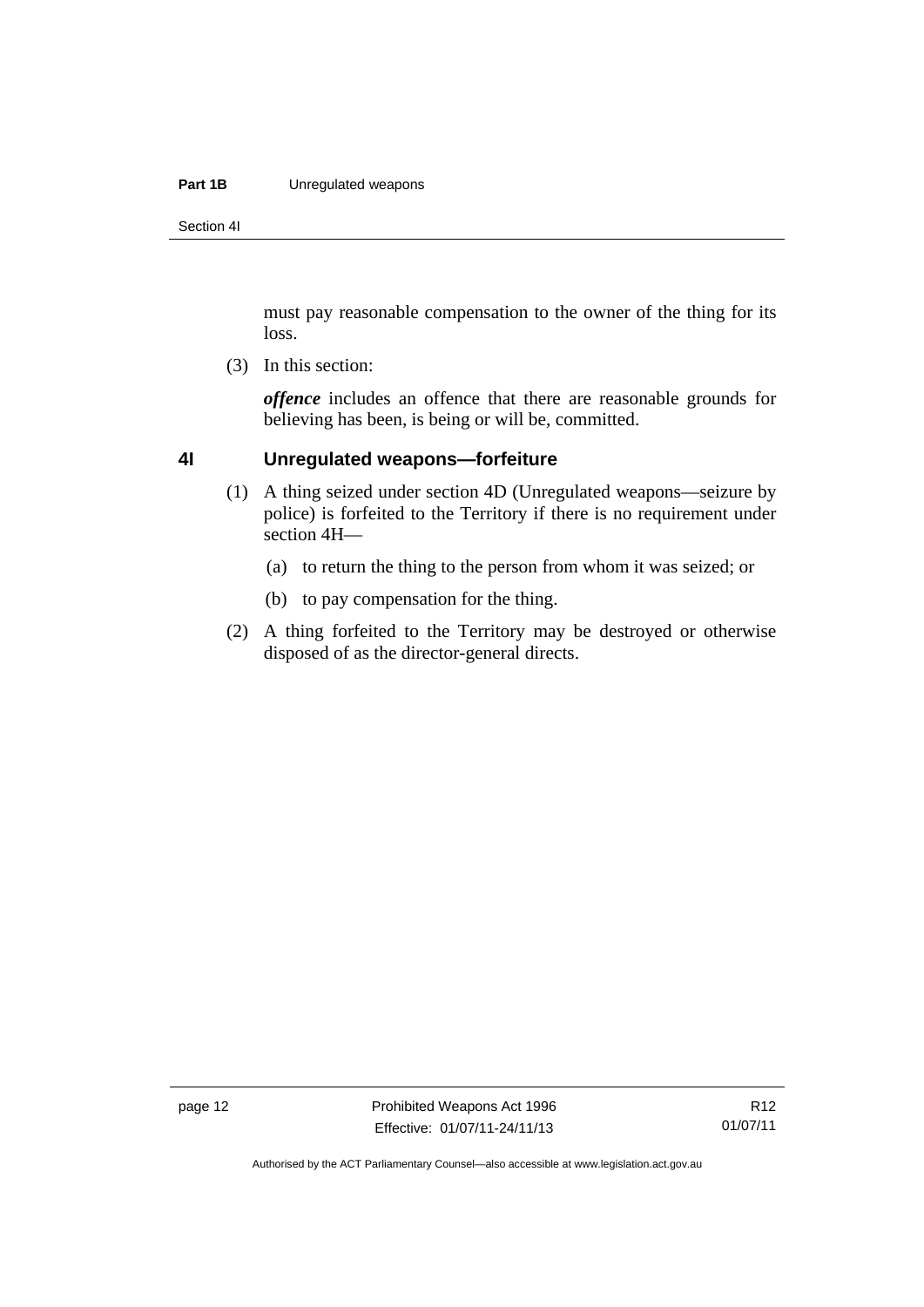must pay reasonable compensation to the owner of the thing for its loss.

(3) In this section:

***offence*** includes an offence that there are reasonable grounds for believing has been, is being or will be, committed.

### 4I Unregulated weapons—forfeiture

(1) A thing seized under section 4D (Unregulated weapons—seizure by police) is forfeited to the Territory if there is no requirement under section 4H—

(a) to return the thing to the person from whom it was seized; or

(b) to pay compensation for the thing.

(2) A thing forfeited to the Territory may be destroyed or otherwise disposed of as the director-general directs.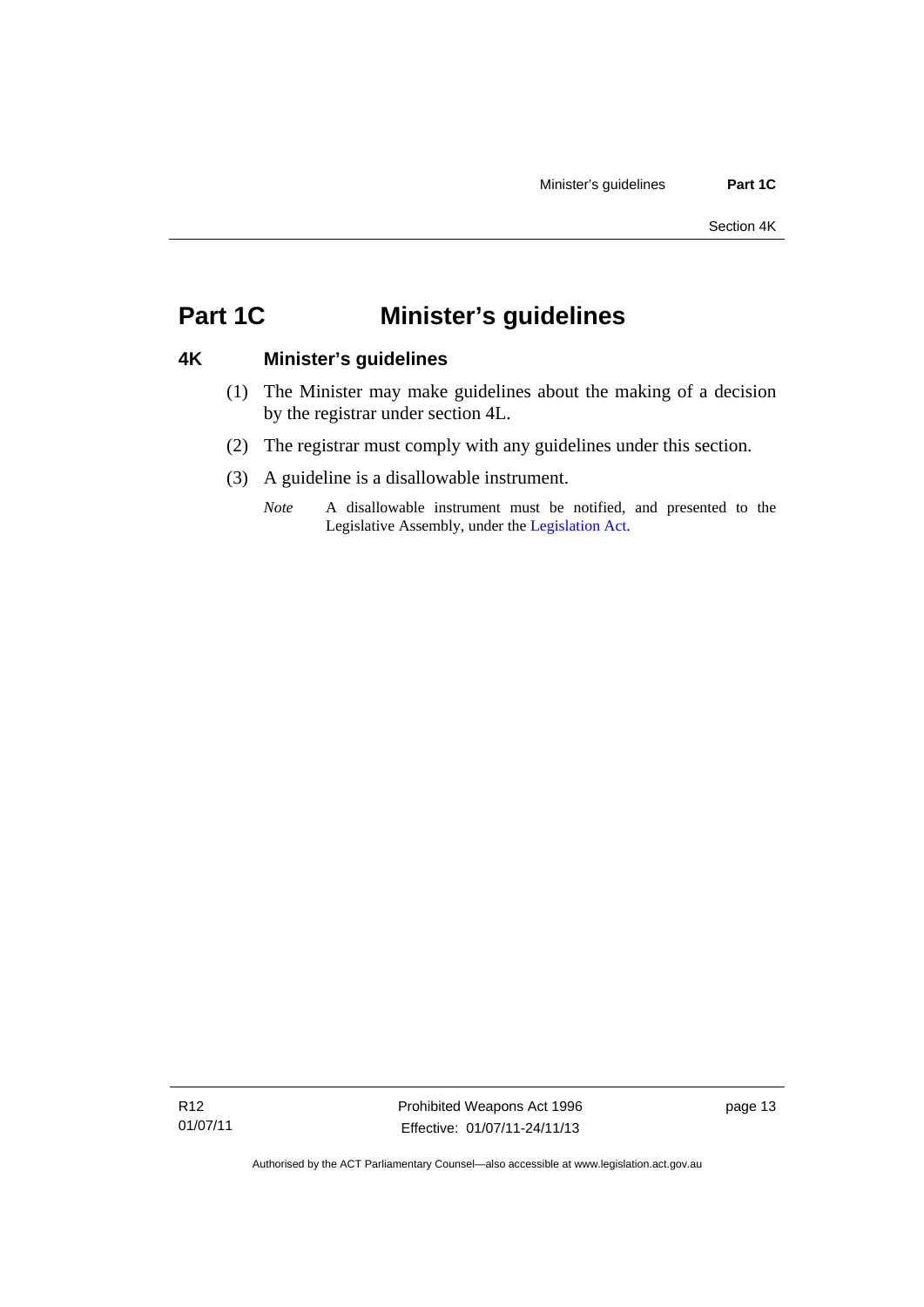# Part 1C Minister's guidelines

## 4K Minister's guidelines

(1) The Minister may make guidelines about the making of a decision by the registrar under section 4L.

(2) The registrar must comply with any guidelines under this section.

(3) A guideline is a disallowable instrument.

*Note* A disallowable instrument must be notified, and presented to the Legislative Assembly, under the Legislation Act.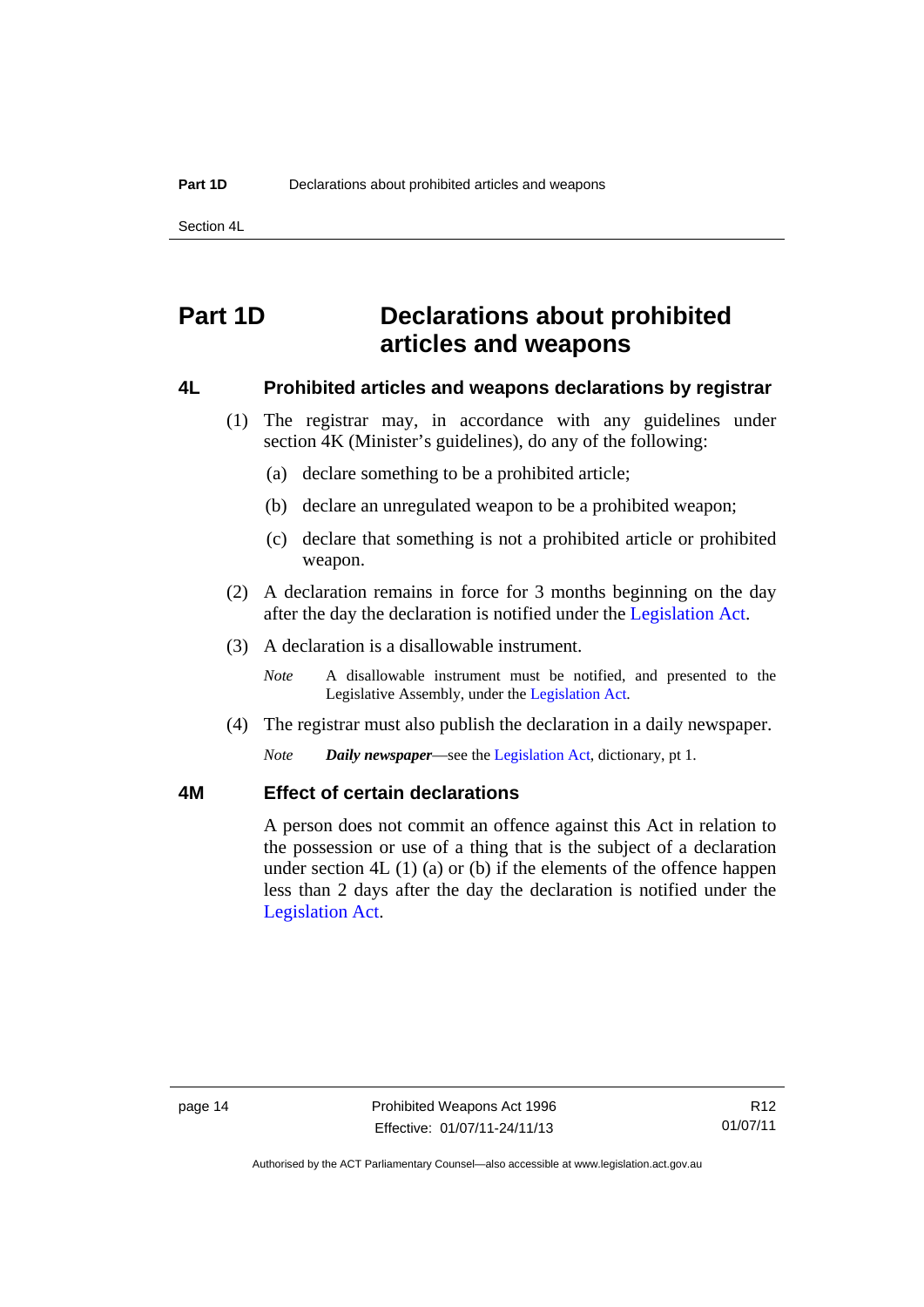# Part 1D Declarations about prohibited articles and weapons

## 4L Prohibited articles and weapons declarations by registrar

(1) The registrar may, in accordance with any guidelines under section 4K (Minister's guidelines), do any of the following:

(a) declare something to be a prohibited article;

(b) declare an unregulated weapon to be a prohibited weapon;

(c) declare that something is not a prohibited article or prohibited weapon.

(2) A declaration remains in force for 3 months beginning on the day after the day the declaration is notified under the Legislation Act.

(3) A declaration is a disallowable instrument.

*Note* A disallowable instrument must be notified, and presented to the Legislative Assembly, under the Legislation Act.

(4) The registrar must also publish the declaration in a daily newspaper.

*Note* ***Daily newspaper***—see the Legislation Act, dictionary, pt 1.

## 4M Effect of certain declarations

A person does not commit an offence against this Act in relation to the possession or use of a thing that is the subject of a declaration under section 4L (1) (a) or (b) if the elements of the offence happen less than 2 days after the day the declaration is notified under the Legislation Act.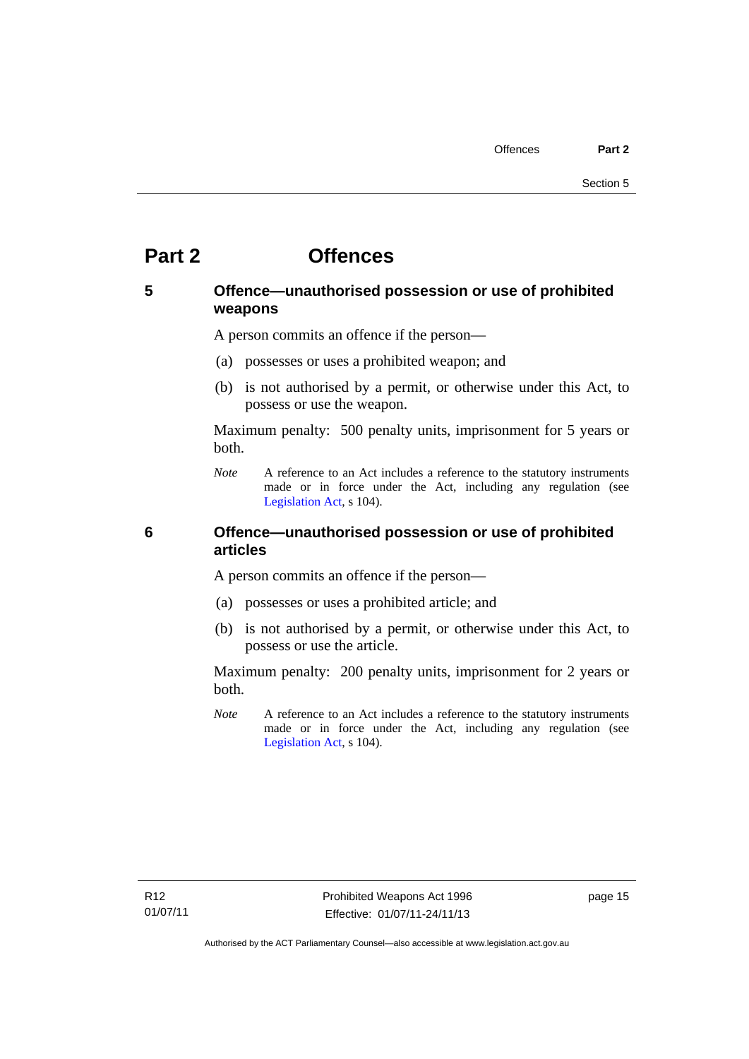# Part 2 Offences

## 5 Offence—unauthorised possession or use of prohibited weapons

A person commits an offence if the person—

(a) possesses or uses a prohibited weapon; and

(b) is not authorised by a permit, or otherwise under this Act, to possess or use the weapon.

Maximum penalty: 500 penalty units, imprisonment for 5 years or both.

*Note* A reference to an Act includes a reference to the statutory instruments made or in force under the Act, including any regulation (see Legislation Act, s 104).

## 6 Offence—unauthorised possession or use of prohibited articles

A person commits an offence if the person—

(a) possesses or uses a prohibited article; and

(b) is not authorised by a permit, or otherwise under this Act, to possess or use the article.

Maximum penalty: 200 penalty units, imprisonment for 2 years or both.

*Note* A reference to an Act includes a reference to the statutory instruments made or in force under the Act, including any regulation (see Legislation Act, s 104).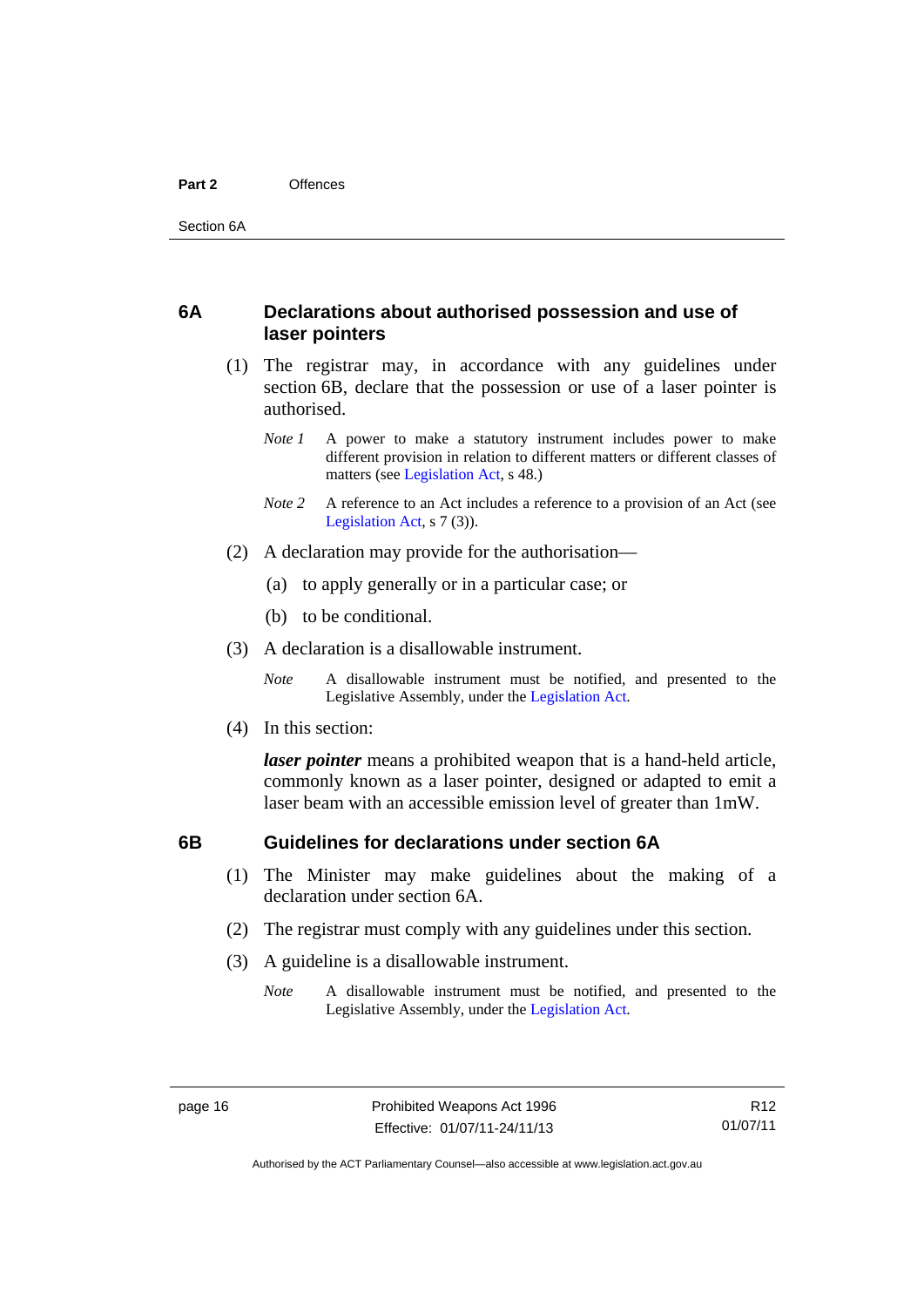## 6A Declarations about authorised possession and use of laser pointers

(1) The registrar may, in accordance with any guidelines under section 6B, declare that the possession or use of a laser pointer is authorised.

*Note 1* A power to make a statutory instrument includes power to make different provision in relation to different matters or different classes of matters (see Legislation Act, s 48.)

*Note 2* A reference to an Act includes a reference to a provision of an Act (see Legislation Act, s 7 (3)).

(2) A declaration may provide for the authorisation—

(a) to apply generally or in a particular case; or

(b) to be conditional.

(3) A declaration is a disallowable instrument.

*Note* A disallowable instrument must be notified, and presented to the Legislative Assembly, under the Legislation Act.

(4) In this section:

***laser pointer*** means a prohibited weapon that is a hand-held article, commonly known as a laser pointer, designed or adapted to emit a laser beam with an accessible emission level of greater than 1mW.

## 6B Guidelines for declarations under section 6A

(1) The Minister may make guidelines about the making of a declaration under section 6A.

(2) The registrar must comply with any guidelines under this section.

(3) A guideline is a disallowable instrument.

*Note* A disallowable instrument must be notified, and presented to the Legislative Assembly, under the Legislation Act.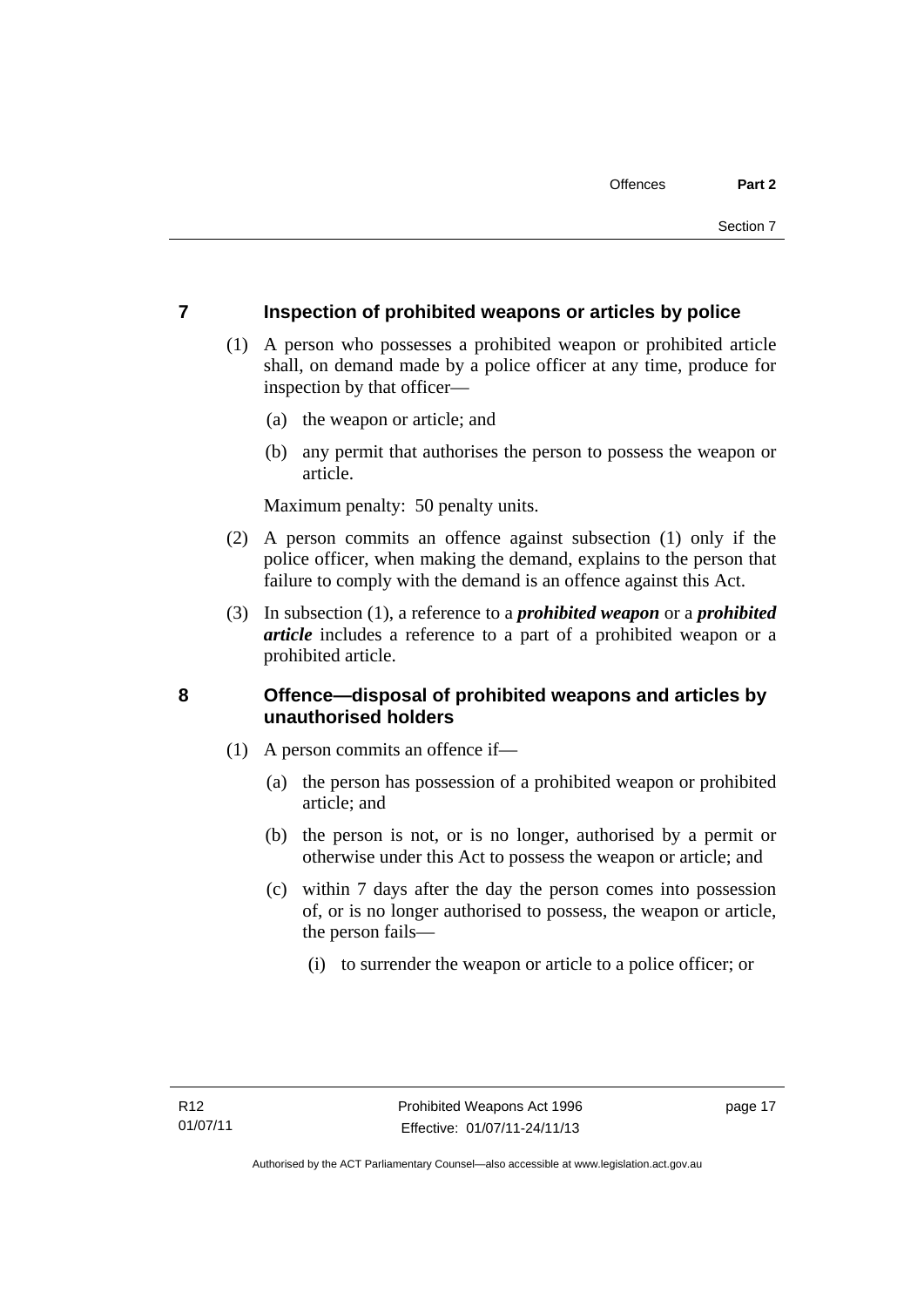## 7 Inspection of prohibited weapons or articles by police

(1) A person who possesses a prohibited weapon or prohibited article shall, on demand made by a police officer at any time, produce for inspection by that officer—

(a) the weapon or article; and

(b) any permit that authorises the person to possess the weapon or article.

Maximum penalty: 50 penalty units.

(2) A person commits an offence against subsection (1) only if the police officer, when making the demand, explains to the person that failure to comply with the demand is an offence against this Act.

(3) In subsection (1), a reference to a ***prohibited weapon*** or a ***prohibited article*** includes a reference to a part of a prohibited weapon or a prohibited article.

## 8 Offence—disposal of prohibited weapons and articles by unauthorised holders

(1) A person commits an offence if—

(a) the person has possession of a prohibited weapon or prohibited article; and

(b) the person is not, or is no longer, authorised by a permit or otherwise under this Act to possess the weapon or article; and

(c) within 7 days after the day the person comes into possession of, or is no longer authorised to possess, the weapon or article, the person fails—

(i) to surrender the weapon or article to a police officer; or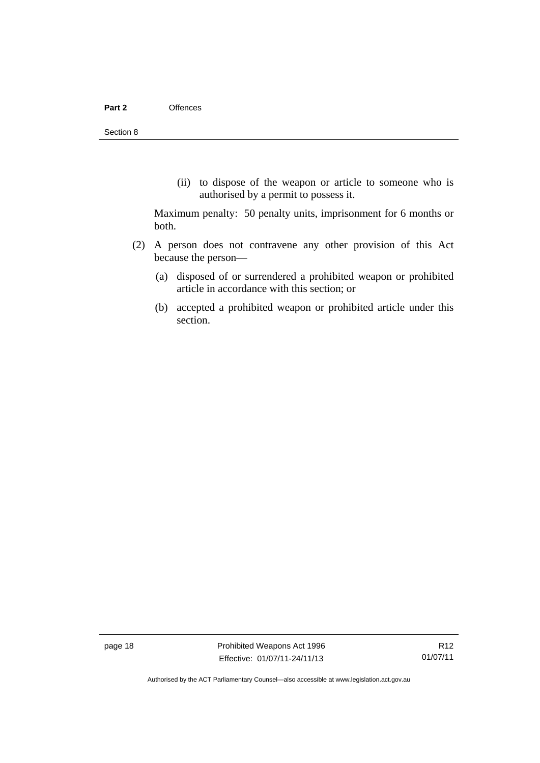(ii) to dispose of the weapon or article to someone who is authorised by a permit to possess it.

Maximum penalty: 50 penalty units, imprisonment for 6 months or both.

(2) A person does not contravene any other provision of this Act because the person—

(a) disposed of or surrendered a prohibited weapon or prohibited article in accordance with this section; or

(b) accepted a prohibited weapon or prohibited article under this section.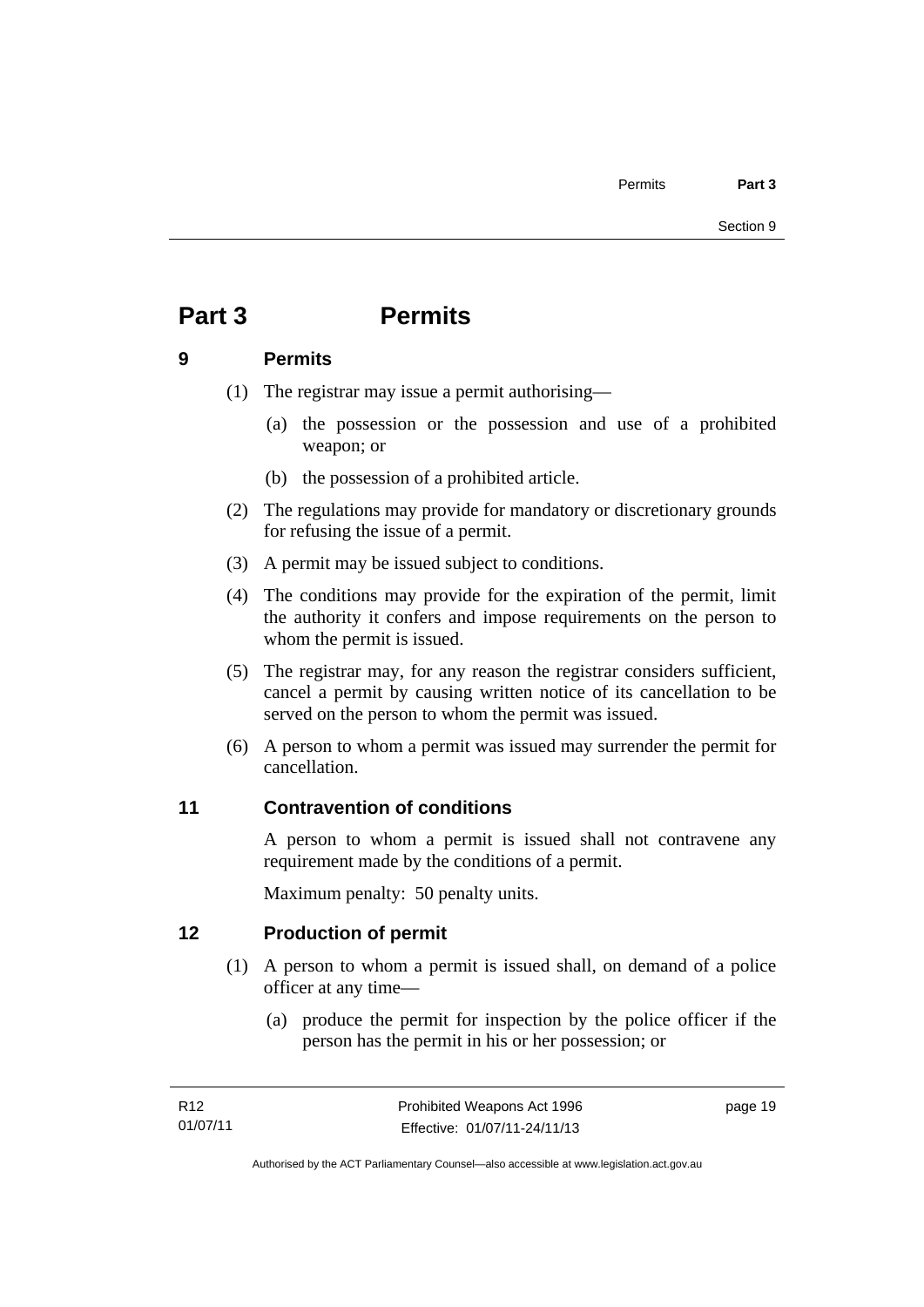# Part 3 Permits

## 9 Permits

(1) The registrar may issue a permit authorising—

(a) the possession or the possession and use of a prohibited weapon; or

(b) the possession of a prohibited article.

(2) The regulations may provide for mandatory or discretionary grounds for refusing the issue of a permit.

(3) A permit may be issued subject to conditions.

(4) The conditions may provide for the expiration of the permit, limit the authority it confers and impose requirements on the person to whom the permit is issued.

(5) The registrar may, for any reason the registrar considers sufficient, cancel a permit by causing written notice of its cancellation to be served on the person to whom the permit was issued.

(6) A person to whom a permit was issued may surrender the permit for cancellation.

## 11 Contravention of conditions

A person to whom a permit is issued shall not contravene any requirement made by the conditions of a permit.

Maximum penalty: 50 penalty units.

## 12 Production of permit

(1) A person to whom a permit is issued shall, on demand of a police officer at any time—

(a) produce the permit for inspection by the police officer if the person has the permit in his or her possession; or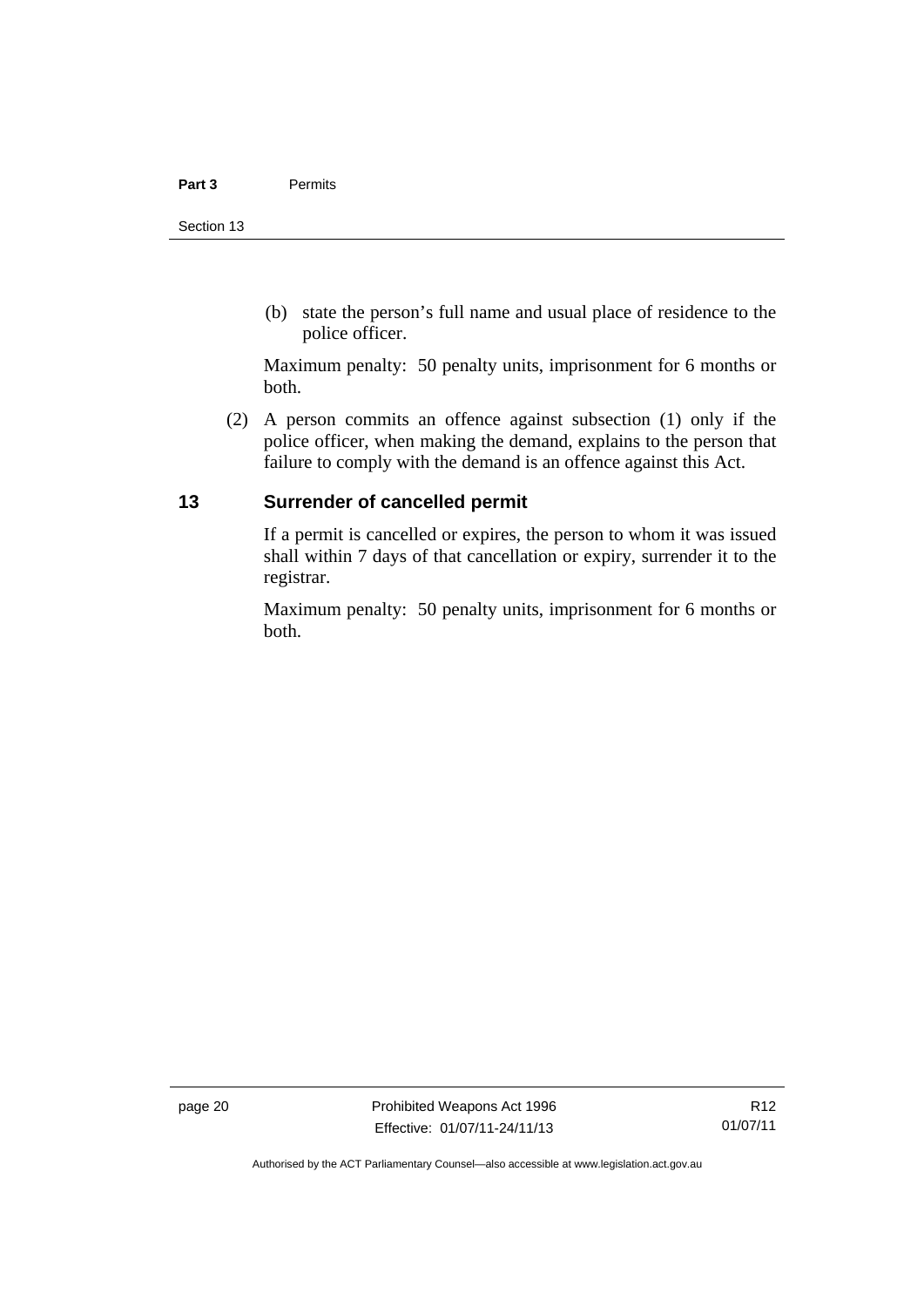(b) state the person's full name and usual place of residence to the police officer.

Maximum penalty: 50 penalty units, imprisonment for 6 months or both.

(2) A person commits an offence against subsection (1) only if the police officer, when making the demand, explains to the person that failure to comply with the demand is an offence against this Act.

## 13 Surrender of cancelled permit

If a permit is cancelled or expires, the person to whom it was issued shall within 7 days of that cancellation or expiry, surrender it to the registrar.

Maximum penalty: 50 penalty units, imprisonment for 6 months or both.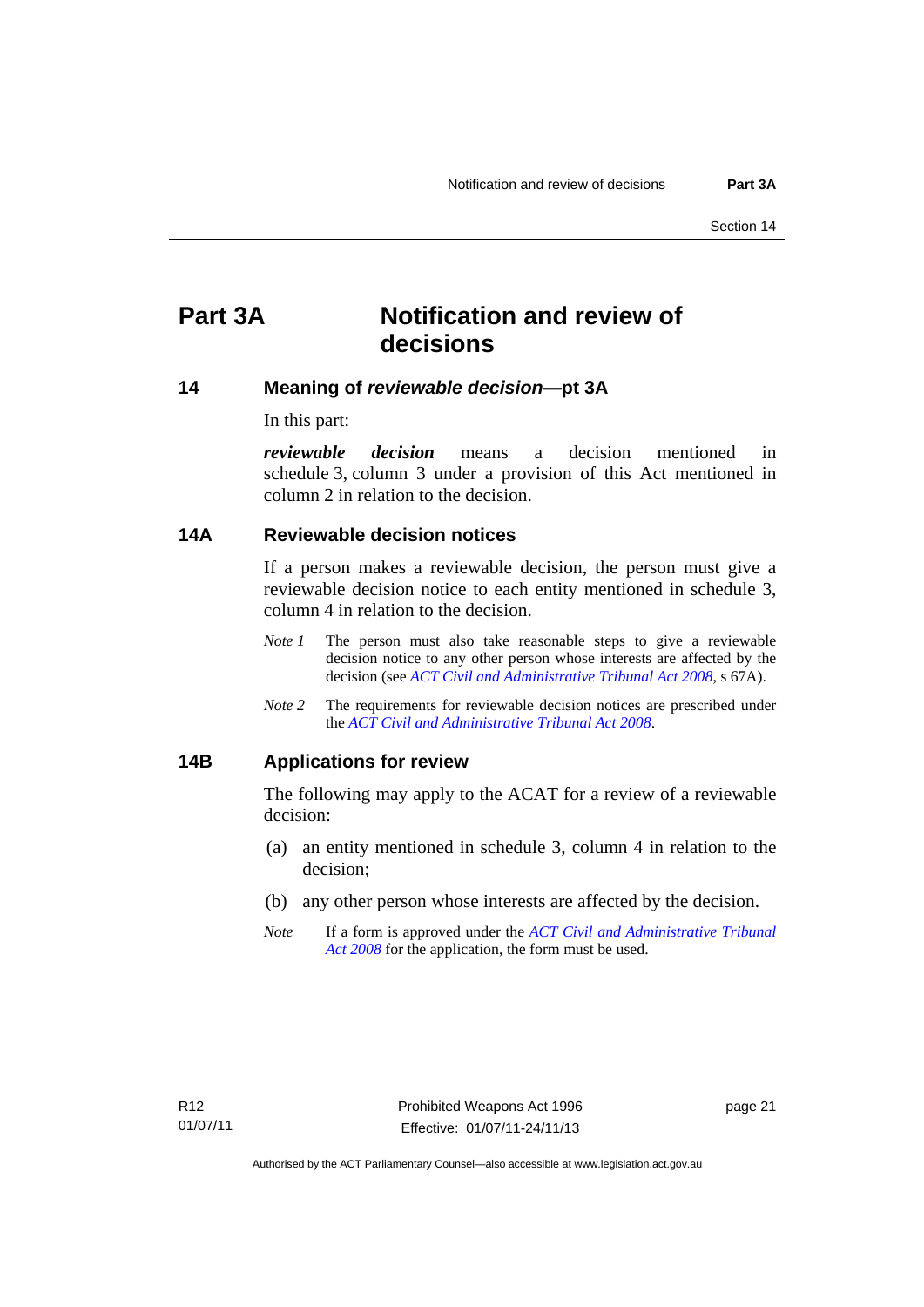# Part 3A Notification and review of decisions

## 14 Meaning of *reviewable decision*—pt 3A

In this part:

***reviewable decision*** means a decision mentioned in schedule 3, column 3 under a provision of this Act mentioned in column 2 in relation to the decision.

## 14A Reviewable decision notices

If a person makes a reviewable decision, the person must give a reviewable decision notice to each entity mentioned in schedule 3, column 4 in relation to the decision.

*Note 1* The person must also take reasonable steps to give a reviewable decision notice to any other person whose interests are affected by the decision (see *ACT Civil and Administrative Tribunal Act 2008*, s 67A).

*Note 2* The requirements for reviewable decision notices are prescribed under the *ACT Civil and Administrative Tribunal Act 2008*.

## 14B Applications for review

The following may apply to the ACAT for a review of a reviewable decision:

(a) an entity mentioned in schedule 3, column 4 in relation to the decision;

(b) any other person whose interests are affected by the decision.

*Note* If a form is approved under the *ACT Civil and Administrative Tribunal Act 2008* for the application, the form must be used.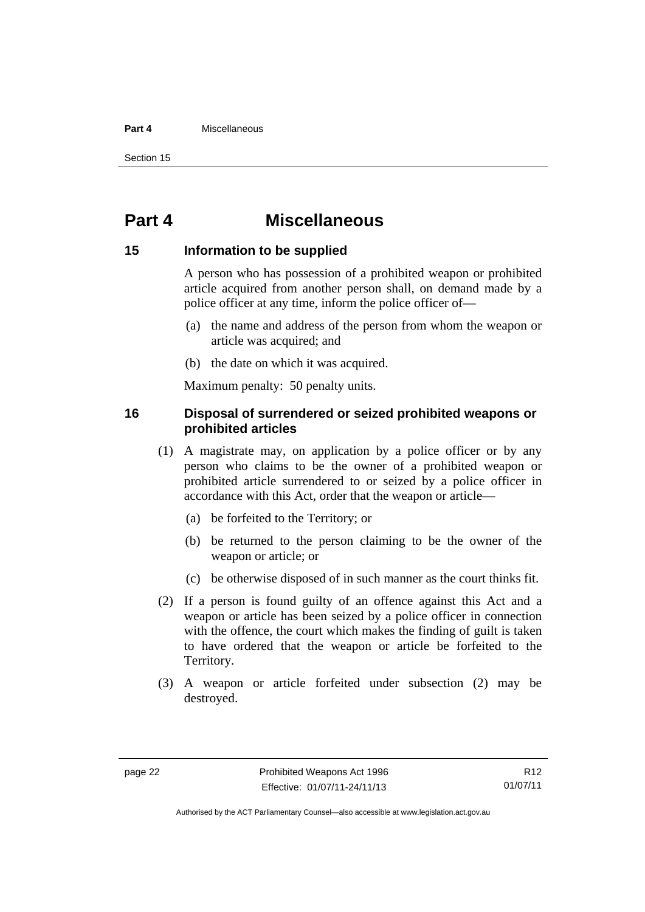# Part 4 Miscellaneous

## 15 Information to be supplied

A person who has possession of a prohibited weapon or prohibited article acquired from another person shall, on demand made by a police officer at any time, inform the police officer of—

(a) the name and address of the person from whom the weapon or article was acquired; and

(b) the date on which it was acquired.

Maximum penalty: 50 penalty units.

## 16 Disposal of surrendered or seized prohibited weapons or prohibited articles

(1) A magistrate may, on application by a police officer or by any person who claims to be the owner of a prohibited weapon or prohibited article surrendered to or seized by a police officer in accordance with this Act, order that the weapon or article—

(a) be forfeited to the Territory; or

(b) be returned to the person claiming to be the owner of the weapon or article; or

(c) be otherwise disposed of in such manner as the court thinks fit.

(2) If a person is found guilty of an offence against this Act and a weapon or article has been seized by a police officer in connection with the offence, the court which makes the finding of guilt is taken to have ordered that the weapon or article be forfeited to the Territory.

(3) A weapon or article forfeited under subsection (2) may be destroyed.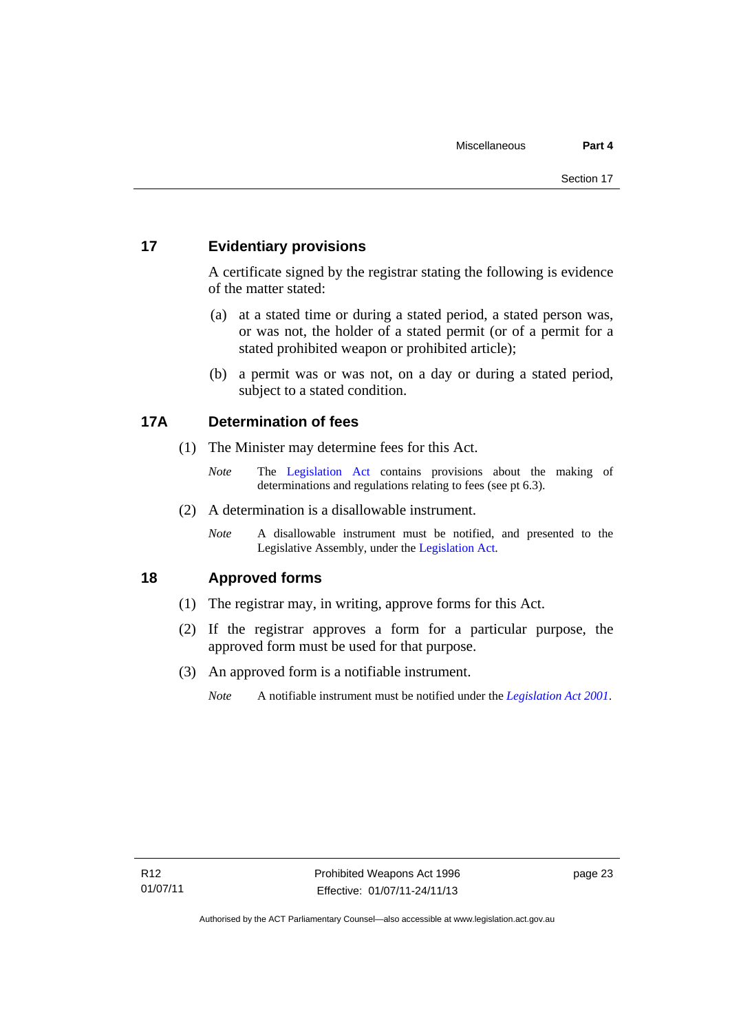## 17 Evidentiary provisions

A certificate signed by the registrar stating the following is evidence of the matter stated:

(a) at a stated time or during a stated period, a stated person was, or was not, the holder of a stated permit (or of a permit for a stated prohibited weapon or prohibited article);

(b) a permit was or was not, on a day or during a stated period, subject to a stated condition.

## 17A Determination of fees

(1) The Minister may determine fees for this Act.

*Note* The Legislation Act contains provisions about the making of determinations and regulations relating to fees (see pt 6.3).

(2) A determination is a disallowable instrument.

*Note* A disallowable instrument must be notified, and presented to the Legislative Assembly, under the Legislation Act.

## 18 Approved forms

(1) The registrar may, in writing, approve forms for this Act.

(2) If the registrar approves a form for a particular purpose, the approved form must be used for that purpose.

(3) An approved form is a notifiable instrument.

*Note* A notifiable instrument must be notified under the *Legislation Act 2001*.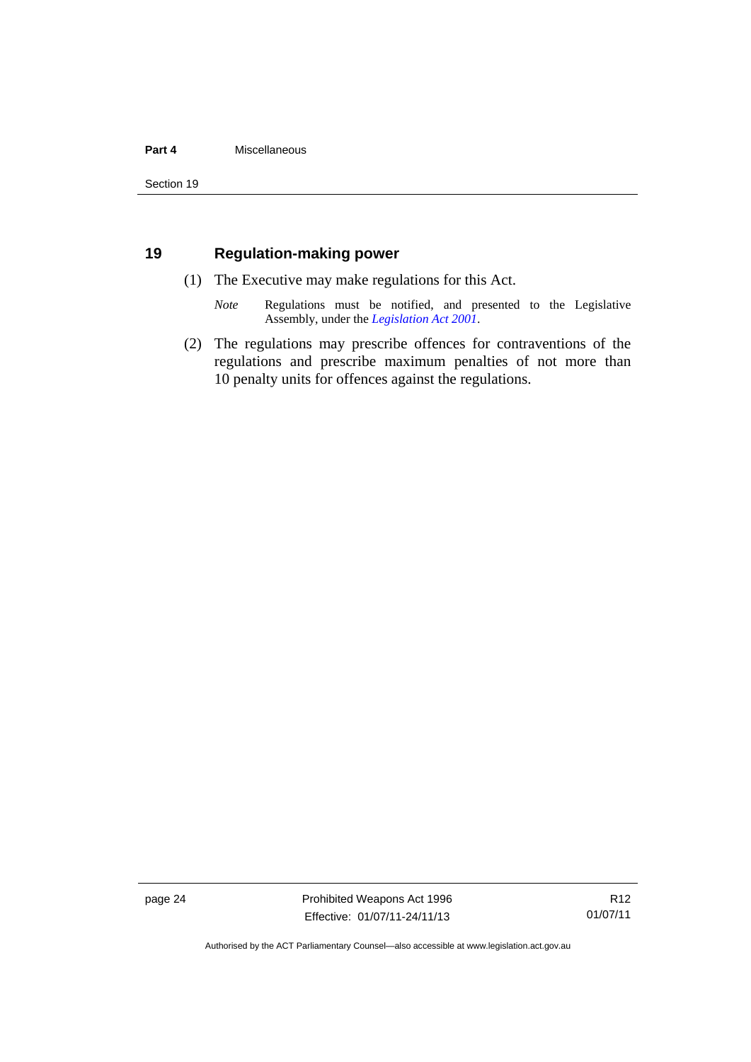## 19 Regulation-making power

(1) The Executive may make regulations for this Act.

*Note* Regulations must be notified, and presented to the Legislative Assembly, under the *Legislation Act 2001*.

(2) The regulations may prescribe offences for contraventions of the regulations and prescribe maximum penalties of not more than 10 penalty units for offences against the regulations.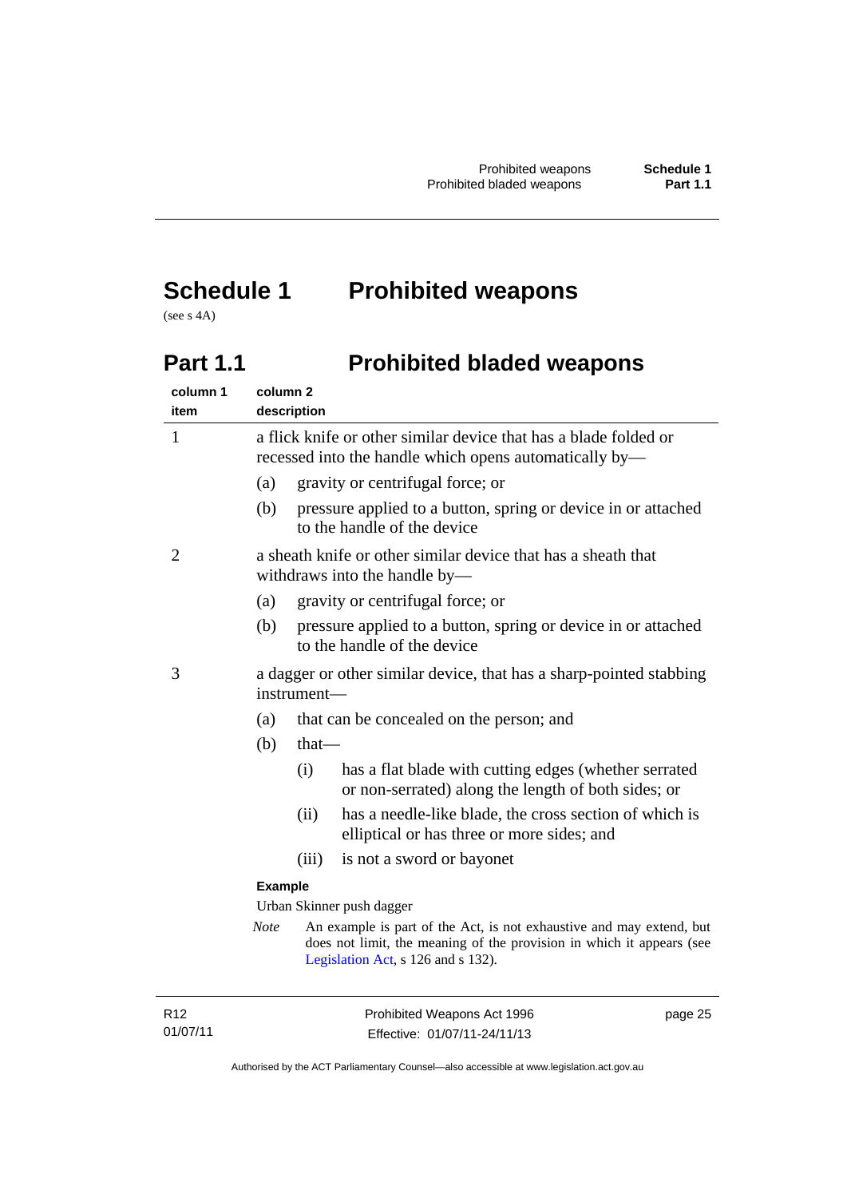# Schedule 1 Prohibited weapons

(see s 4A)

## Part 1.1 Prohibited bladed weapons

| column 1 item | column 2 description |
|---|---|
| 1 | a flick knife or other similar device that has a blade folded or recessed into the handle which opens automatically by—<br>(a) gravity or centrifugal force; or<br>(b) pressure applied to a button, spring or device in or attached to the handle of the device |
| 2 | a sheath knife or other similar device that has a sheath that withdraws into the handle by—<br>(a) gravity or centrifugal force; or<br>(b) pressure applied to a button, spring or device in or attached to the handle of the device |
| 3 | a dagger or other similar device, that has a sharp-pointed stabbing instrument—<br>(a) that can be concealed on the person; and<br>(b) that—<br>(i) has a flat blade with cutting edges (whether serrated or non-serrated) along the length of both sides; or<br>(ii) has a needle-like blade, the cross section of which is elliptical or has three or more sides; and<br>(iii) is not a sword or bayonet<br>**Example**<br>Urban Skinner push dagger<br>*Note* An example is part of the Act, is not exhaustive and may extend, but does not limit, the meaning of the provision in which it appears (see Legislation Act, s 126 and s 132). |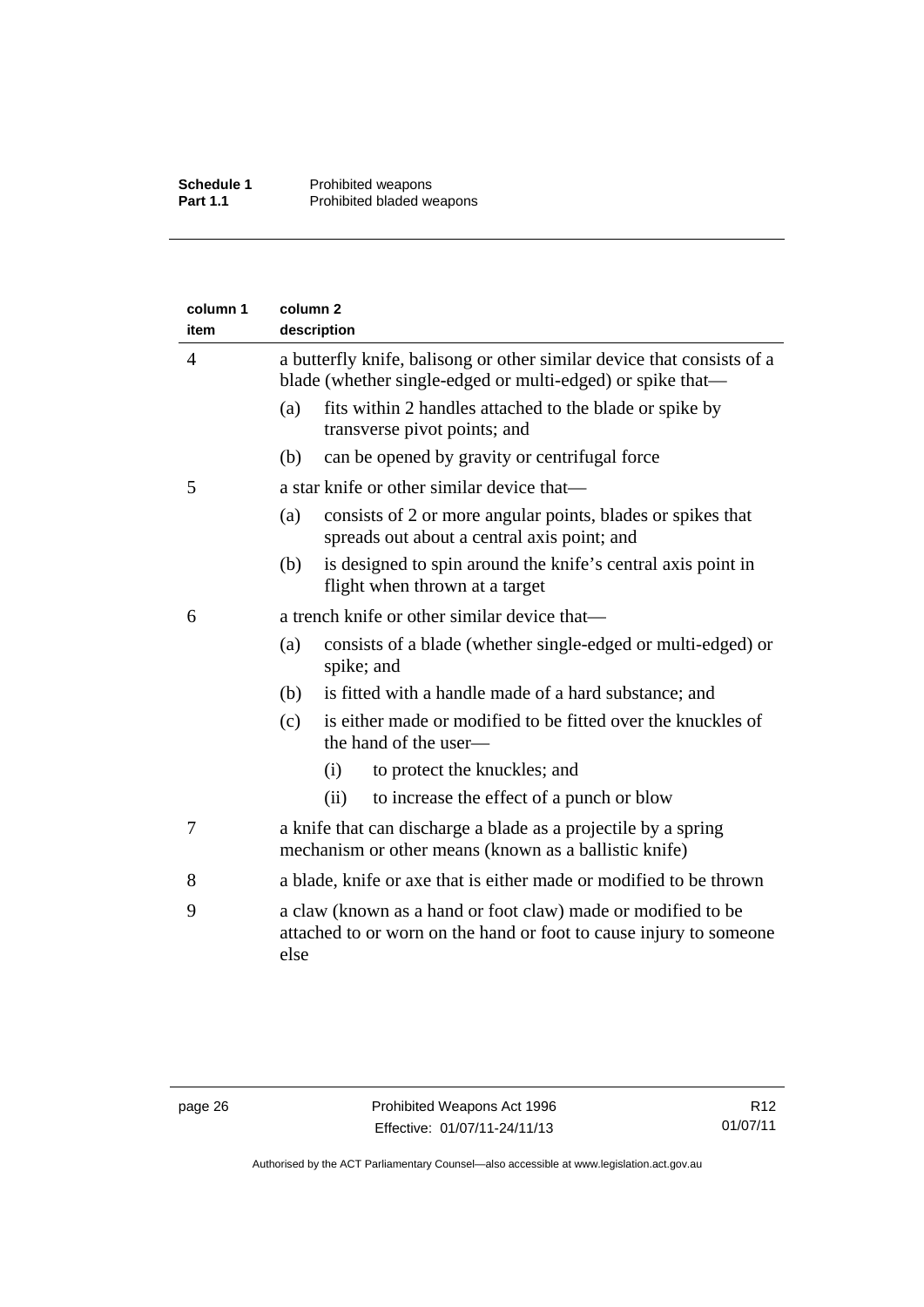| column 1 item | column 2 description |
|---|---|
| 4 | a butterfly knife, balisong or other similar device that consists of a blade (whether single-edged or multi-edged) or spike that—<br>(a) fits within 2 handles attached to the blade or spike by transverse pivot points; and<br>(b) can be opened by gravity or centrifugal force |
| 5 | a star knife or other similar device that—<br>(a) consists of 2 or more angular points, blades or spikes that spreads out about a central axis point; and<br>(b) is designed to spin around the knife's central axis point in flight when thrown at a target |
| 6 | a trench knife or other similar device that—<br>(a) consists of a blade (whether single-edged or multi-edged) or spike; and<br>(b) is fitted with a handle made of a hard substance; and<br>(c) is either made or modified to be fitted over the knuckles of the hand of the user—<br>(i) to protect the knuckles; and<br>(ii) to increase the effect of a punch or blow |
| 7 | a knife that can discharge a blade as a projectile by a spring mechanism or other means (known as a ballistic knife) |
| 8 | a blade, knife or axe that is either made or modified to be thrown |
| 9 | a claw (known as a hand or foot claw) made or modified to be attached to or worn on the hand or foot to cause injury to someone else |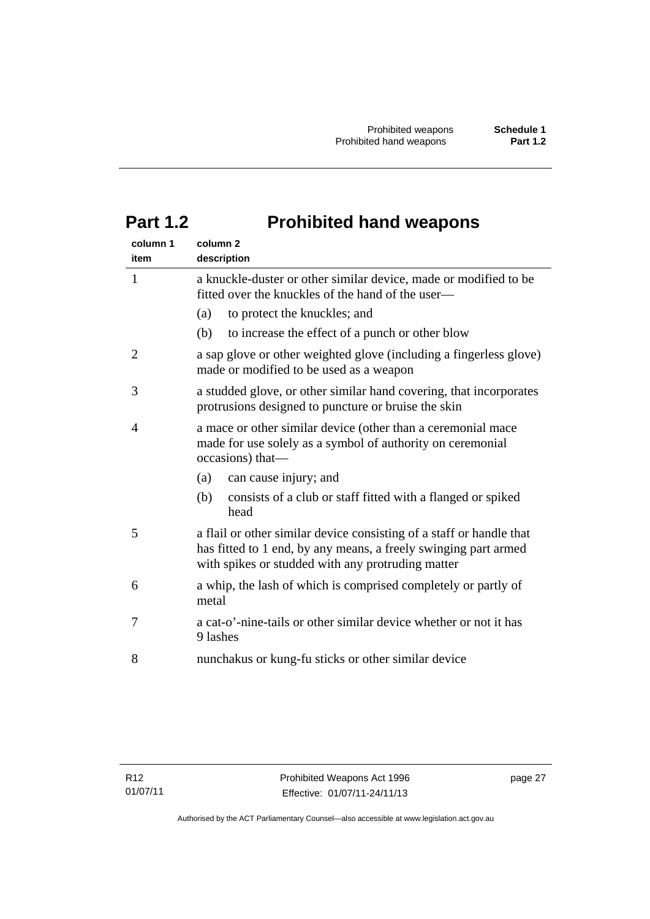## Part 1.2 Prohibited hand weapons

| column 1 item | column 2 description |
|---|---|
| 1 | a knuckle-duster or other similar device, made or modified to be fitted over the knuckles of the hand of the user—<br>(a) to protect the knuckles; and<br>(b) to increase the effect of a punch or other blow |
| 2 | a sap glove or other weighted glove (including a fingerless glove) made or modified to be used as a weapon |
| 3 | a studded glove, or other similar hand covering, that incorporates protrusions designed to puncture or bruise the skin |
| 4 | a mace or other similar device (other than a ceremonial mace made for use solely as a symbol of authority on ceremonial occasions) that—<br>(a) can cause injury; and<br>(b) consists of a club or staff fitted with a flanged or spiked head |
| 5 | a flail or other similar device consisting of a staff or handle that has fitted to 1 end, by any means, a freely swinging part armed with spikes or studded with any protruding matter |
| 6 | a whip, the lash of which is comprised completely or partly of metal |
| 7 | a cat-o'-nine-tails or other similar device whether or not it has 9 lashes |
| 8 | nunchakus or kung-fu sticks or other similar device |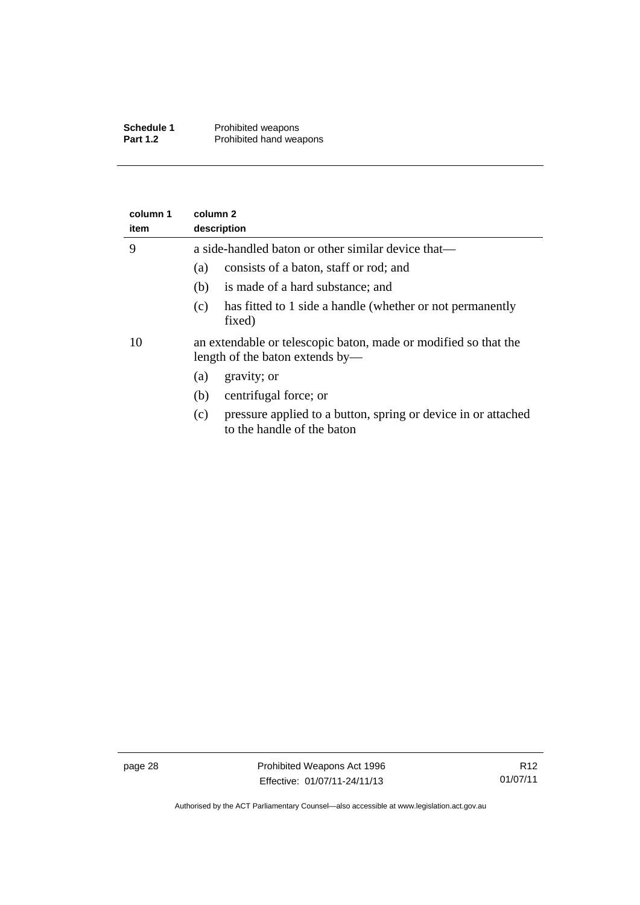| column 1 item | column 2 description |
|---|---|
| 9 | a side-handled baton or other similar device that—<br>(a) consists of a baton, staff or rod; and<br>(b) is made of a hard substance; and<br>(c) has fitted to 1 side a handle (whether or not permanently fixed) |
| 10 | an extendable or telescopic baton, made or modified so that the length of the baton extends by—<br>(a) gravity; or<br>(b) centrifugal force; or<br>(c) pressure applied to a button, spring or device in or attached to the handle of the baton |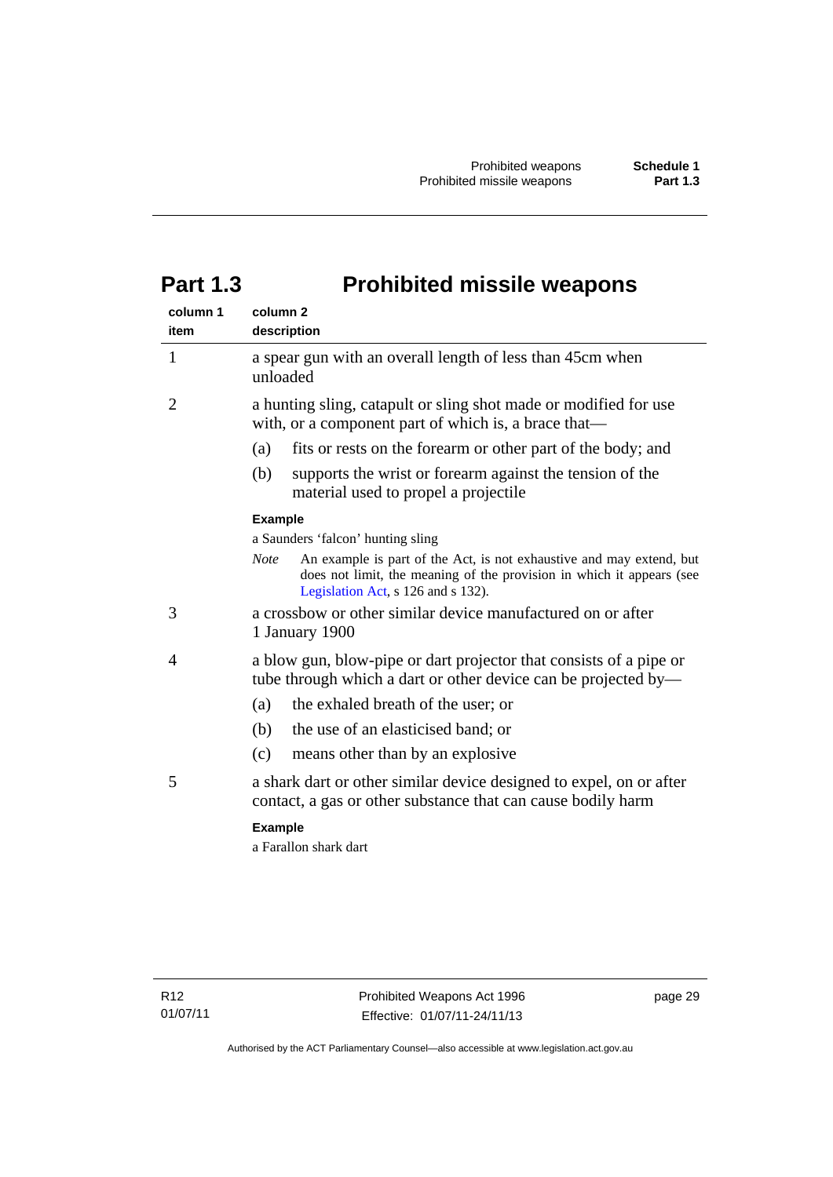# Part 1.3 Prohibited missile weapons

| column 1 item | column 2 description |
|---|---|
| 1 | a spear gun with an overall length of less than 45cm when unloaded |
| 2 | a hunting sling, catapult or sling shot made or modified for use with, or a component part of which is, a brace that—<br>(a) fits or rests on the forearm or other part of the body; and<br>(b) supports the wrist or forearm against the tension of the material used to propel a projectile<br>**Example**<br>a Saunders 'falcon' hunting sling<br>*Note* An example is part of the Act, is not exhaustive and may extend, but does not limit, the meaning of the provision in which it appears (see Legislation Act, s 126 and s 132). |
| 3 | a crossbow or other similar device manufactured on or after 1 January 1900 |
| 4 | a blow gun, blow-pipe or dart projector that consists of a pipe or tube through which a dart or other device can be projected by—<br>(a) the exhaled breath of the user; or<br>(b) the use of an elasticised band; or<br>(c) means other than by an explosive |
| 5 | a shark dart or other similar device designed to expel, on or after contact, a gas or other substance that can cause bodily harm<br>**Example**<br>a Farallon shark dart |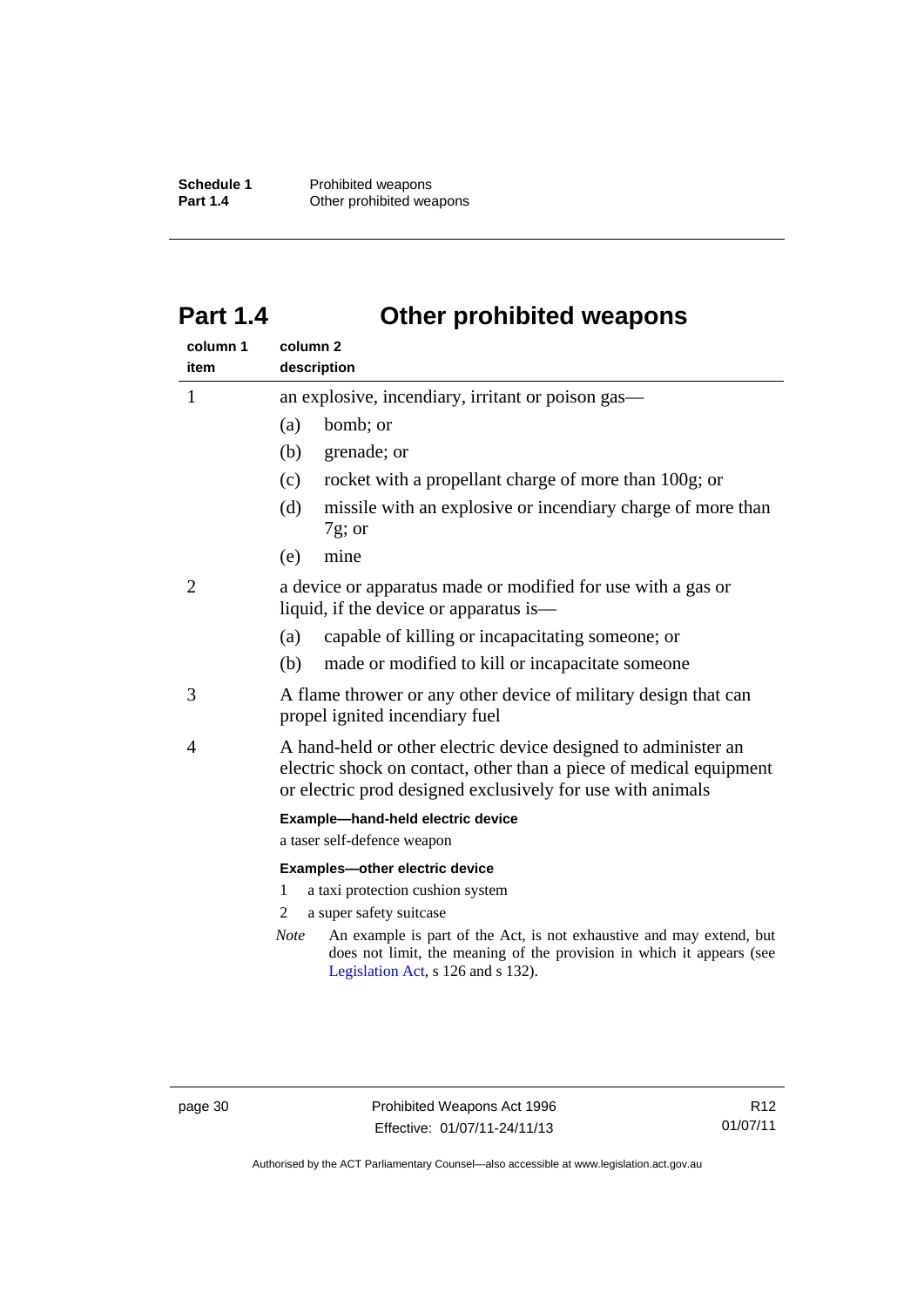# Part 1.4 Other prohibited weapons

| column 1 item | column 2 description |
|---|---|
| 1 | an explosive, incendiary, irritant or poison gas—<br>(a) bomb; or<br>(b) grenade; or<br>(c) rocket with a propellant charge of more than 100g; or<br>(d) missile with an explosive or incendiary charge of more than 7g; or<br>(e) mine |
| 2 | a device or apparatus made or modified for use with a gas or liquid, if the device or apparatus is—<br>(a) capable of killing or incapacitating someone; or<br>(b) made or modified to kill or incapacitate someone |
| 3 | A flame thrower or any other device of military design that can propel ignited incendiary fuel |
| 4 | A hand-held or other electric device designed to administer an electric shock on contact, other than a piece of medical equipment or electric prod designed exclusively for use with animals<br>**Example—hand-held electric device**<br>a taser self-defence weapon<br>**Examples—other electric device**<br>1 a taxi protection cushion system<br>2 a super safety suitcase<br>*Note* An example is part of the Act, is not exhaustive and may extend, but does not limit, the meaning of the provision in which it appears (see Legislation Act, s 126 and s 132). |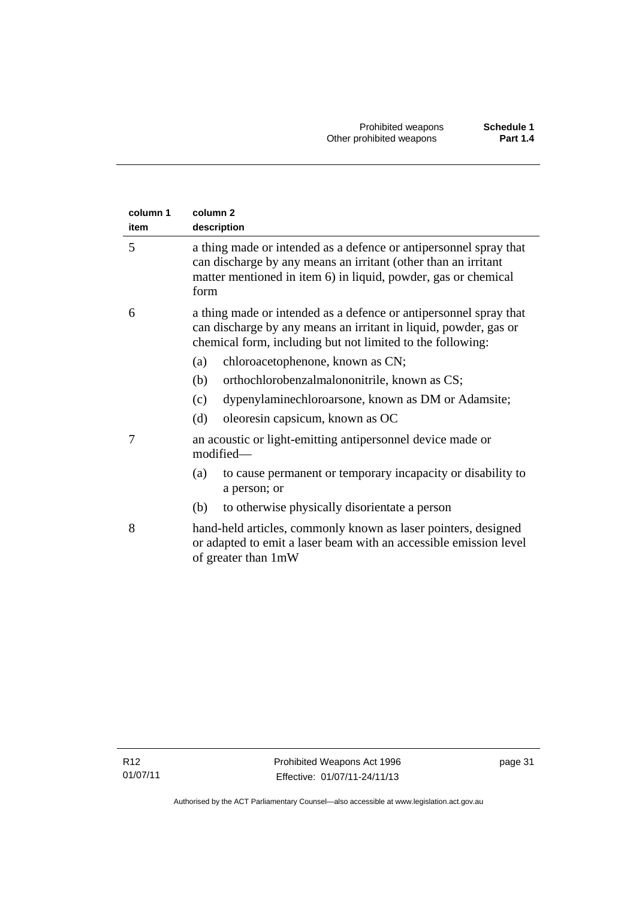| column 1 item | column 2 description |
|---|---|
| 5 | a thing made or intended as a defence or antipersonnel spray that can discharge by any means an irritant (other than an irritant matter mentioned in item 6) in liquid, powder, gas or chemical form |
| 6 | a thing made or intended as a defence or antipersonnel spray that can discharge by any means an irritant in liquid, powder, gas or chemical form, including but not limited to the following:<br>(a) chloroacetophenone, known as CN;<br>(b) orthochlorobenzalmalononitrile, known as CS;<br>(c) dypenylaminechloroarsone, known as DM or Adamsite;<br>(d) oleoresin capsicum, known as OC |
| 7 | an acoustic or light-emitting antipersonnel device made or modified—<br>(a) to cause permanent or temporary incapacity or disability to a person; or<br>(b) to otherwise physically disorientate a person |
| 8 | hand-held articles, commonly known as laser pointers, designed or adapted to emit a laser beam with an accessible emission level of greater than 1mW |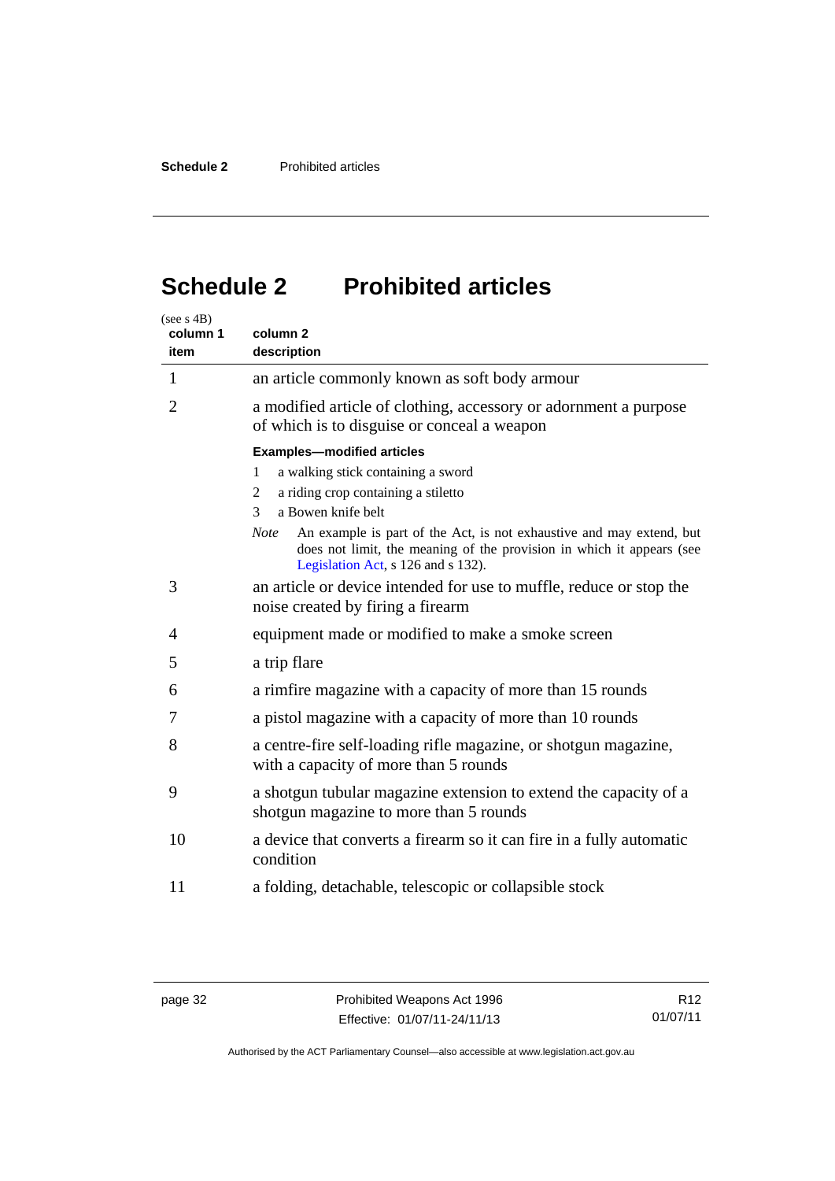# Schedule 2 Prohibited articles

(see s 4B)

| column 1 item | column 2 description |
|---|---|
| 1 | an article commonly known as soft body armour |
| 2 | a modified article of clothing, accessory or adornment a purpose of which is to disguise or conceal a weapon<br><br>**Examples—modified articles**<br>1 a walking stick containing a sword<br>2 a riding crop containing a stiletto<br>3 a Bowen knife belt<br><br>*Note* An example is part of the Act, is not exhaustive and may extend, but does not limit, the meaning of the provision in which it appears (see Legislation Act, s 126 and s 132). |
| 3 | an article or device intended for use to muffle, reduce or stop the noise created by firing a firearm |
| 4 | equipment made or modified to make a smoke screen |
| 5 | a trip flare |
| 6 | a rimfire magazine with a capacity of more than 15 rounds |
| 7 | a pistol magazine with a capacity of more than 10 rounds |
| 8 | a centre-fire self-loading rifle magazine, or shotgun magazine, with a capacity of more than 5 rounds |
| 9 | a shotgun tubular magazine extension to extend the capacity of a shotgun magazine to more than 5 rounds |
| 10 | a device that converts a firearm so it can fire in a fully automatic condition |
| 11 | a folding, detachable, telescopic or collapsible stock |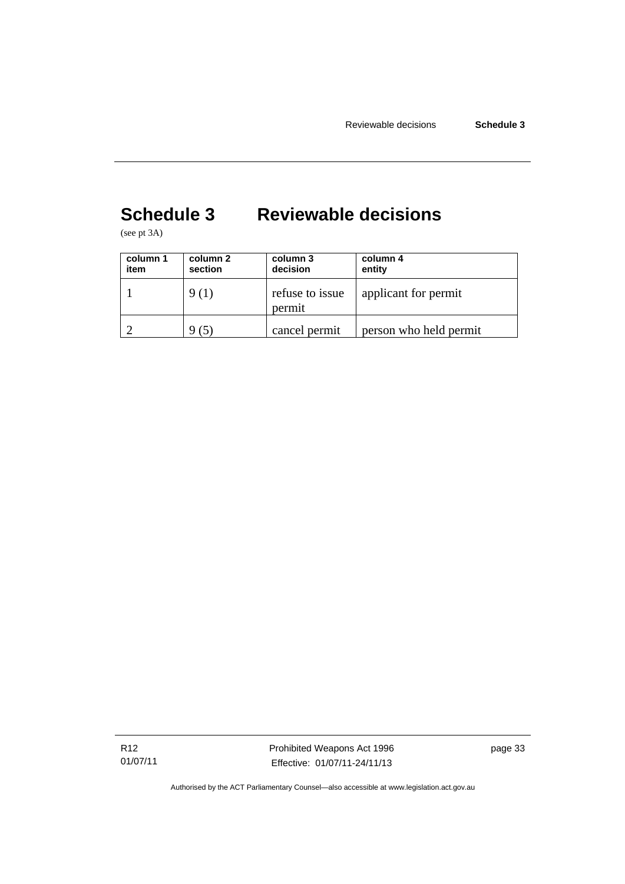# Schedule 3 Reviewable decisions

(see pt 3A)

| column 1 item | column 2 section | column 3 decision | column 4 entity |
|---|---|---|---|
| 1 | 9 (1) | refuse to issue permit | applicant for permit |
| 2 | 9 (5) | cancel permit | person who held permit |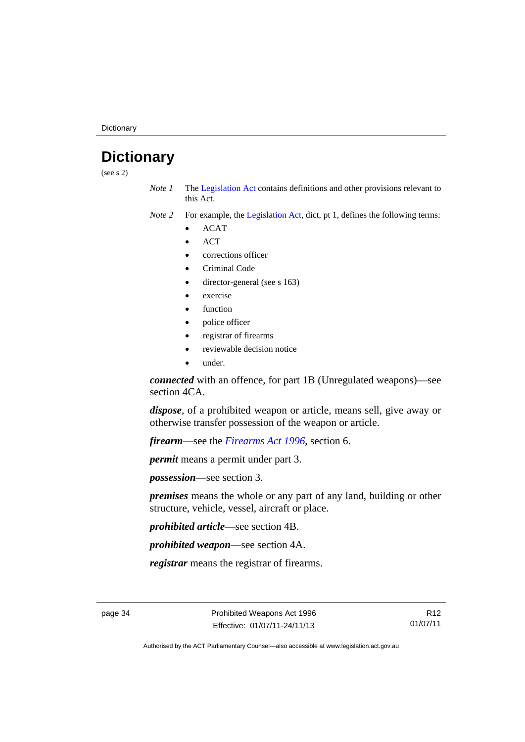# Dictionary

(see s 2)

*Note 1* The Legislation Act contains definitions and other provisions relevant to this Act.

*Note 2* For example, the Legislation Act, dict, pt 1, defines the following terms:

- ACAT
- ACT
- corrections officer
- Criminal Code
- director-general (see s 163)
- exercise
- function
- police officer
- registrar of firearms
- reviewable decision notice
- under.

***connected*** with an offence, for part 1B (Unregulated weapons)—see section 4CA.

***dispose***, of a prohibited weapon or article, means sell, give away or otherwise transfer possession of the weapon or article.

***firearm***—see the *Firearms Act 1996*, section 6.

***permit*** means a permit under part 3.

***possession***—see section 3.

***premises*** means the whole or any part of any land, building or other structure, vehicle, vessel, aircraft or place.

***prohibited article***—see section 4B.

***prohibited weapon***—see section 4A.

***registrar*** means the registrar of firearms.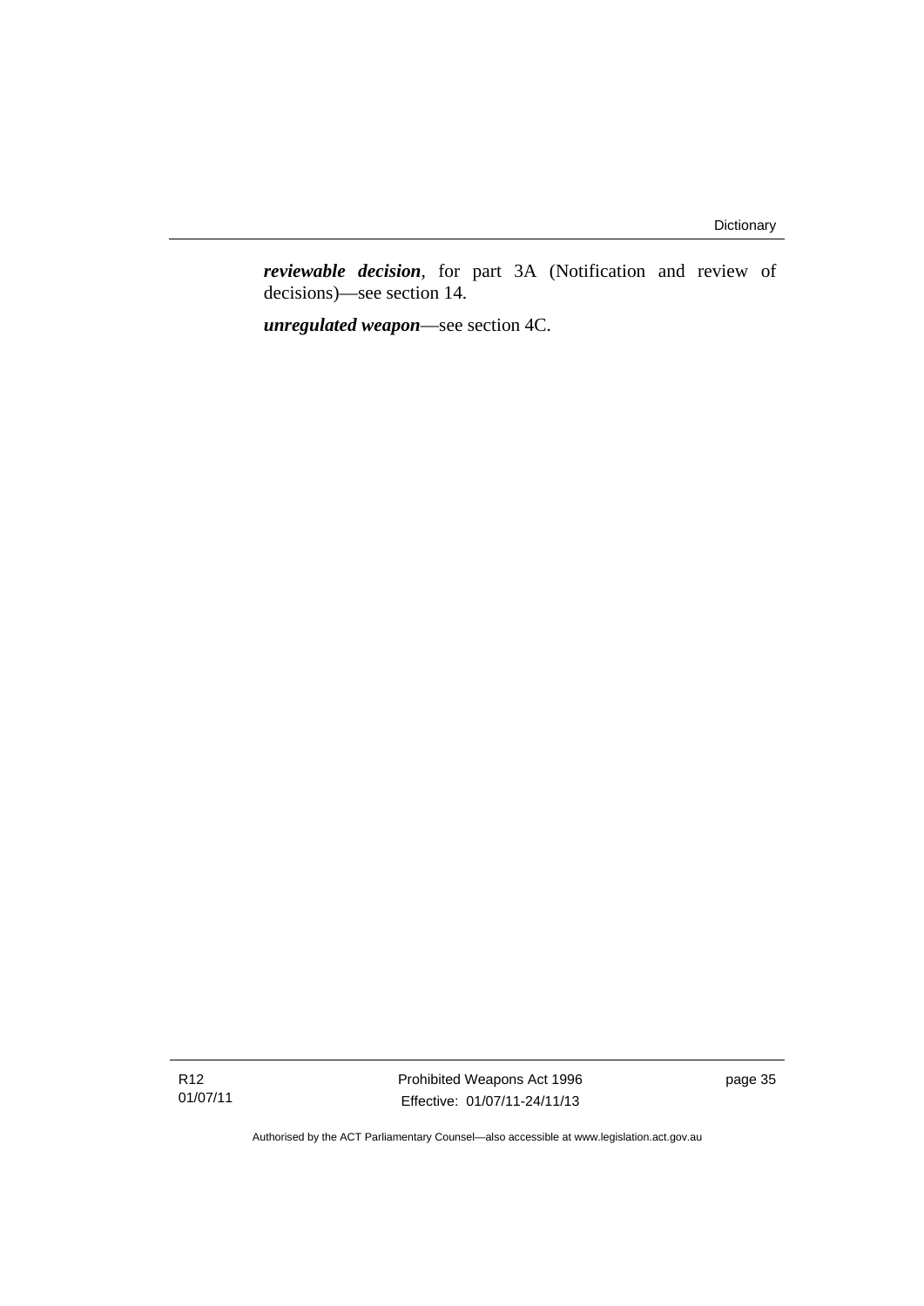***reviewable decision***, for part 3A (Notification and review of decisions)—see section 14.

***unregulated weapon***—see section 4C.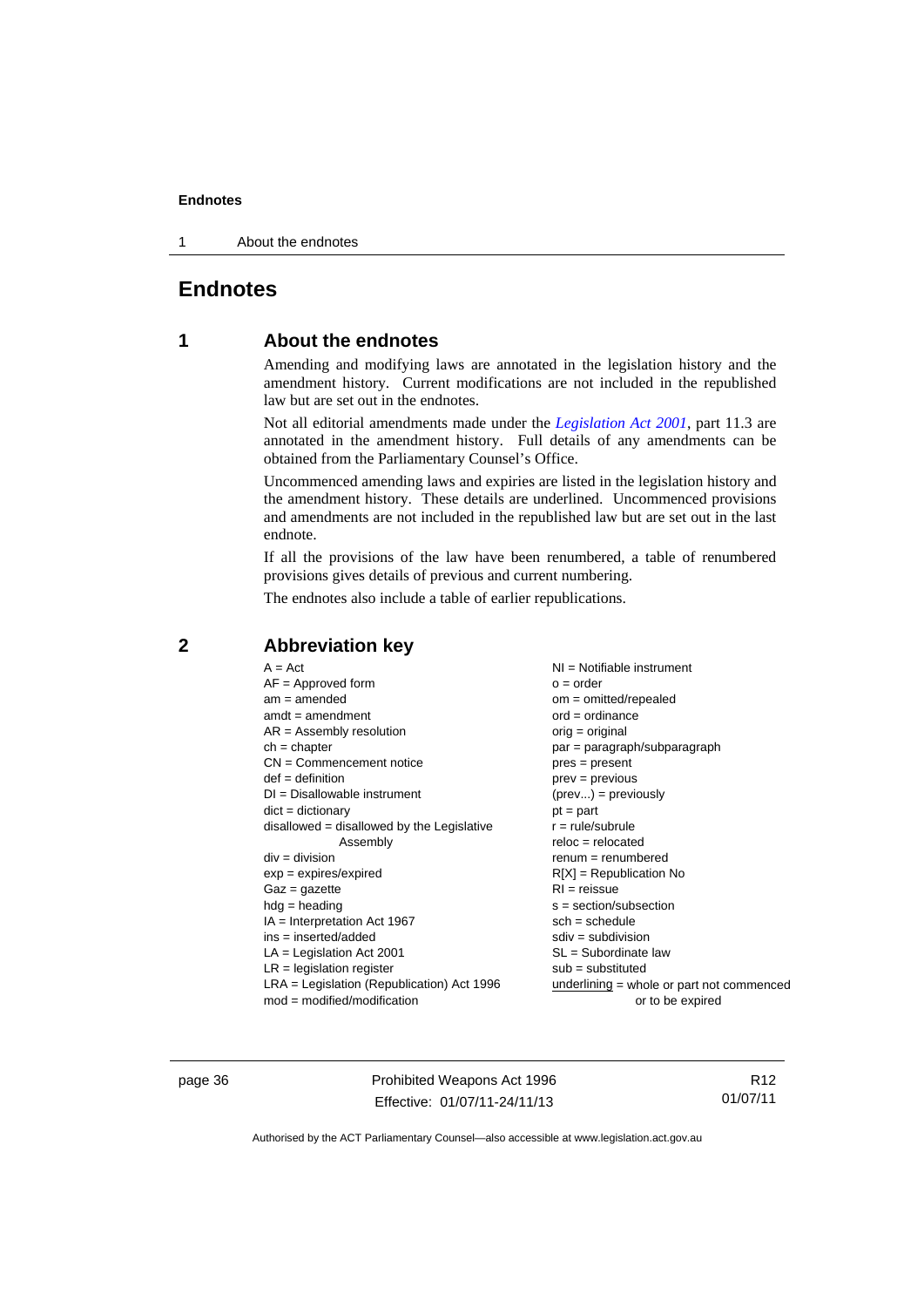# Endnotes

## 1 About the endnotes

Amending and modifying laws are annotated in the legislation history and the amendment history. Current modifications are not included in the republished law but are set out in the endnotes.

Not all editorial amendments made under the *Legislation Act 2001*, part 11.3 are annotated in the amendment history. Full details of any amendments can be obtained from the Parliamentary Counsel's Office.

Uncommenced amending laws and expiries are listed in the legislation history and the amendment history. These details are underlined. Uncommenced provisions and amendments are not included in the republished law but are set out in the last endnote.

If all the provisions of the law have been renumbered, a table of renumbered provisions gives details of previous and current numbering.

The endnotes also include a table of earlier republications.

## 2 Abbreviation key

A = Act
AF = Approved form
am = amended
amdt = amendment
AR = Assembly resolution
ch = chapter
CN = Commencement notice
def = definition
DI = Disallowable instrument
dict = dictionary
disallowed = disallowed by the Legislative Assembly
div = division
exp = expires/expired
Gaz = gazette
hdg = heading
IA = Interpretation Act 1967
ins = inserted/added
LA = Legislation Act 2001
LR = legislation register
LRA = Legislation (Republication) Act 1996
mod = modified/modification
NI = Notifiable instrument
o = order
om = omitted/repealed
ord = ordinance
orig = original
par = paragraph/subparagraph
pres = present
prev = previous
(prev...) = previously
pt = part
r = rule/subrule
reloc = relocated
renum = renumbered
R[X] = Republication No
RI = reissue
s = section/subsection
sch = schedule
sdiv = subdivision
SL = Subordinate law
sub = substituted
underlining = whole or part not commenced or to be expired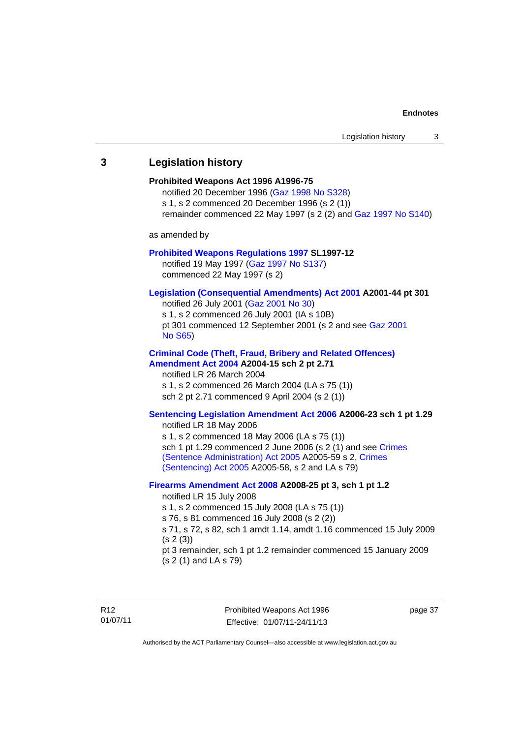## 3 Legislation history

**Prohibited Weapons Act 1996 A1996-75**

notified 20 December 1996 (Gaz 1998 No S328)
s 1, s 2 commenced 20 December 1996 (s 2 (1))
remainder commenced 22 May 1997 (s 2 (2) and Gaz 1997 No S140)

as amended by

**Prohibited Weapons Regulations 1997 SL1997-12**

notified 19 May 1997 (Gaz 1997 No S137)
commenced 22 May 1997 (s 2)

**Legislation (Consequential Amendments) Act 2001 A2001-44 pt 301**

notified 26 July 2001 (Gaz 2001 No 30)
s 1, s 2 commenced 26 July 2001 (IA s 10B)
pt 301 commenced 12 September 2001 (s 2 and see Gaz 2001 No S65)

**Criminal Code (Theft, Fraud, Bribery and Related Offences) Amendment Act 2004 A2004-15 sch 2 pt 2.71**

notified LR 26 March 2004
s 1, s 2 commenced 26 March 2004 (LA s 75 (1))
sch 2 pt 2.71 commenced 9 April 2004 (s 2 (1))

**Sentencing Legislation Amendment Act 2006 A2006-23 sch 1 pt 1.29**

notified LR 18 May 2006
s 1, s 2 commenced 18 May 2006 (LA s 75 (1))
sch 1 pt 1.29 commenced 2 June 2006 (s 2 (1) and see Crimes (Sentence Administration) Act 2005 A2005-59 s 2, Crimes (Sentencing) Act 2005 A2005-58, s 2 and LA s 79)

**Firearms Amendment Act 2008 A2008-25 pt 3, sch 1 pt 1.2**

notified LR 15 July 2008
s 1, s 2 commenced 15 July 2008 (LA s 75 (1))
s 76, s 81 commenced 16 July 2008 (s 2 (2))
s 71, s 72, s 82, sch 1 amdt 1.14, amdt 1.16 commenced 15 July 2009 (s 2 (3))
pt 3 remainder, sch 1 pt 1.2 remainder commenced 15 January 2009 (s 2 (1) and LA s 79)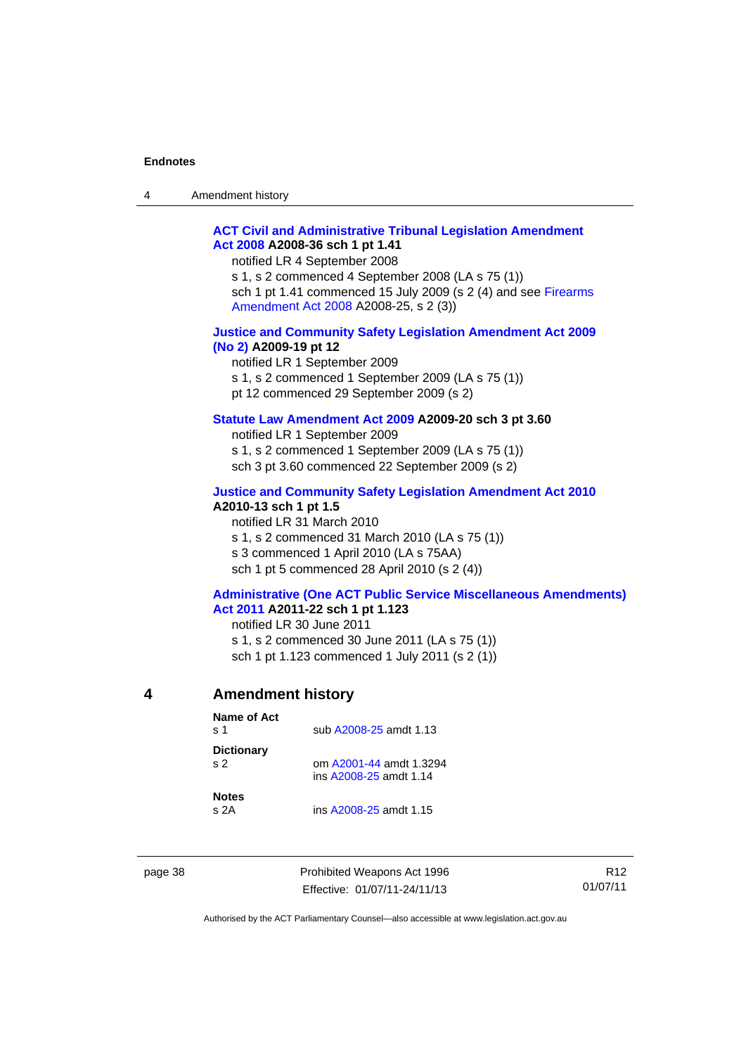**ACT Civil and Administrative Tribunal Legislation Amendment Act 2008 A2008-36 sch 1 pt 1.41**

notified LR 4 September 2008

s 1, s 2 commenced 4 September 2008 (LA s 75 (1))

sch 1 pt 1.41 commenced 15 July 2009 (s 2 (4) and see Firearms Amendment Act 2008 A2008-25, s 2 (3))

**Justice and Community Safety Legislation Amendment Act 2009 (No 2) A2009-19 pt 12**

notified LR 1 September 2009

s 1, s 2 commenced 1 September 2009 (LA s 75 (1))

pt 12 commenced 29 September 2009 (s 2)

**Statute Law Amendment Act 2009 A2009-20 sch 3 pt 3.60**

notified LR 1 September 2009

s 1, s 2 commenced 1 September 2009 (LA s 75 (1))

sch 3 pt 3.60 commenced 22 September 2009 (s 2)

**Justice and Community Safety Legislation Amendment Act 2010 A2010-13 sch 1 pt 1.5**

notified LR 31 March 2010

s 1, s 2 commenced 31 March 2010 (LA s 75 (1))

s 3 commenced 1 April 2010 (LA s 75AA)

sch 1 pt 5 commenced 28 April 2010 (s 2 (4))

**Administrative (One ACT Public Service Miscellaneous Amendments) Act 2011 A2011-22 sch 1 pt 1.123**

notified LR 30 June 2011

s 1, s 2 commenced 30 June 2011 (LA s 75 (1))

sch 1 pt 1.123 commenced 1 July 2011 (s 2 (1))

## 4 Amendment history

**Name of Act**

s 1 — sub A2008-25 amdt 1.13

**Dictionary**

s 2 — om A2001-44 amdt 1.3294
ins A2008-25 amdt 1.14

**Notes**

s 2A — ins A2008-25 amdt 1.15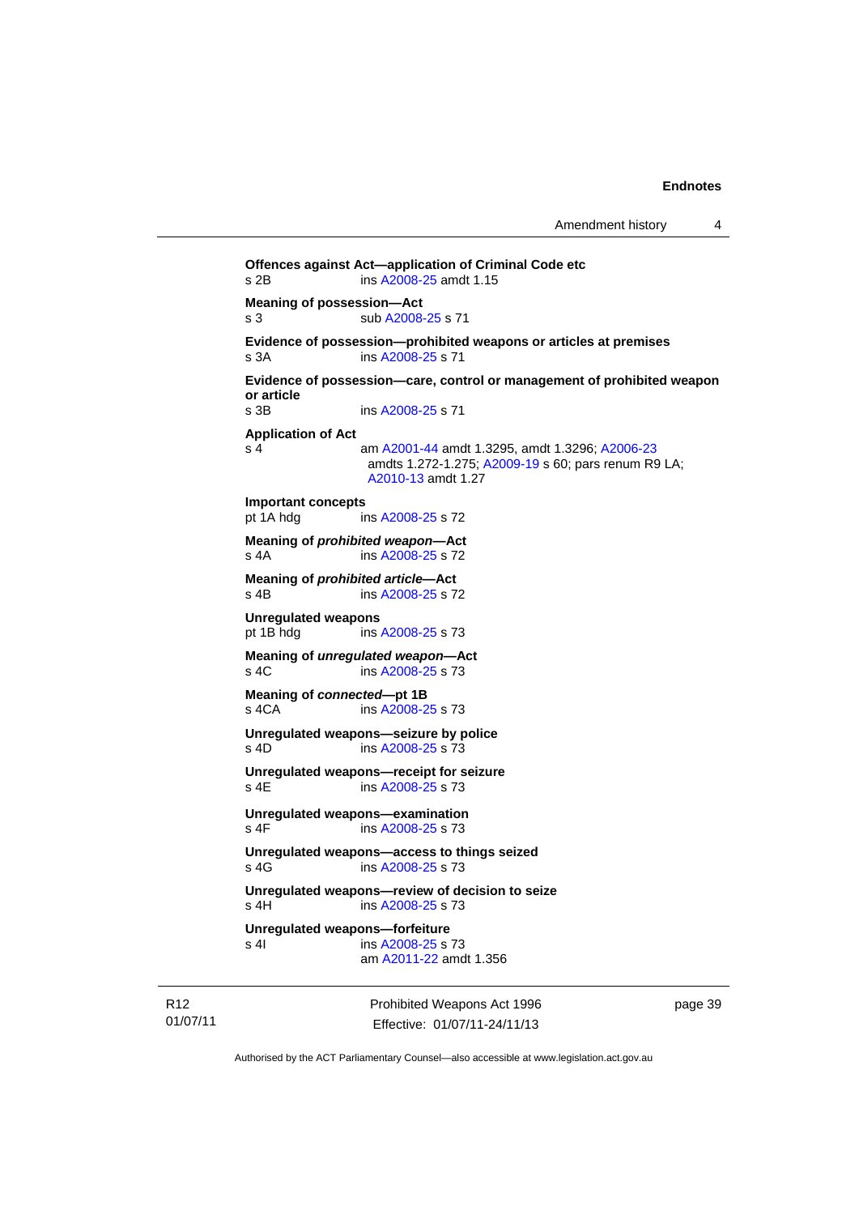**Offences against Act—application of Criminal Code etc**
s 2B ins A2008-25 amdt 1.15

**Meaning of possession—Act**
s 3 sub A2008-25 s 71

**Evidence of possession—prohibited weapons or articles at premises**
s 3A ins A2008-25 s 71

**Evidence of possession—care, control or management of prohibited weapon or article**
s 3B ins A2008-25 s 71

**Application of Act**
s 4 am A2001-44 amdt 1.3295, amdt 1.3296; A2006-23 amdts 1.272-1.275; A2009-19 s 60; pars renum R9 LA; A2010-13 amdt 1.27

**Important concepts**
pt 1A hdg ins A2008-25 s 72

**Meaning of *prohibited weapon*—Act**
s 4A ins A2008-25 s 72

**Meaning of *prohibited article*—Act**
s 4B ins A2008-25 s 72

**Unregulated weapons**
pt 1B hdg ins A2008-25 s 73

**Meaning of *unregulated weapon*—Act**
s 4C ins A2008-25 s 73

**Meaning of *connected*—pt 1B**
s 4CA ins A2008-25 s 73

**Unregulated weapons—seizure by police**
s 4D ins A2008-25 s 73

**Unregulated weapons—receipt for seizure**
s 4E ins A2008-25 s 73

**Unregulated weapons—examination**
s 4F ins A2008-25 s 73

**Unregulated weapons—access to things seized**
s 4G ins A2008-25 s 73

**Unregulated weapons—review of decision to seize**
s 4H ins A2008-25 s 73

**Unregulated weapons—forfeiture**
s 4I ins A2008-25 s 73
am A2011-22 amdt 1.356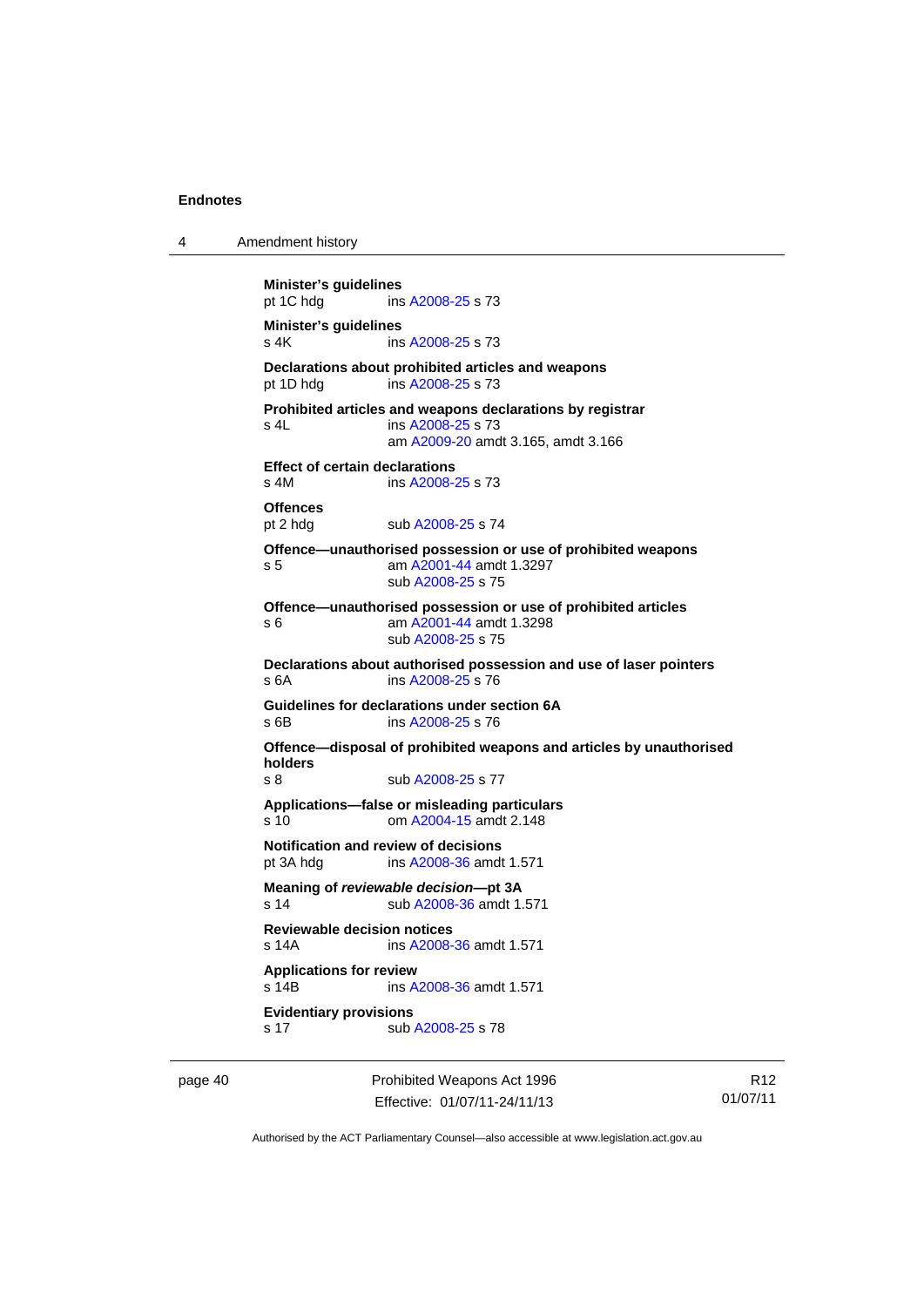**Minister's guidelines**
pt 1C hdg ins A2008-25 s 73

**Minister's guidelines**
s 4K ins A2008-25 s 73

**Declarations about prohibited articles and weapons**
pt 1D hdg ins A2008-25 s 73

**Prohibited articles and weapons declarations by registrar**
s 4L ins A2008-25 s 73
am A2009-20 amdt 3.165, amdt 3.166

**Effect of certain declarations**
s 4M ins A2008-25 s 73

**Offences**
pt 2 hdg sub A2008-25 s 74

**Offence—unauthorised possession or use of prohibited weapons**
s 5 am A2001-44 amdt 1.3297
sub A2008-25 s 75

**Offence—unauthorised possession or use of prohibited articles**
s 6 am A2001-44 amdt 1.3298
sub A2008-25 s 75

**Declarations about authorised possession and use of laser pointers**
s 6A ins A2008-25 s 76

**Guidelines for declarations under section 6A**
s 6B ins A2008-25 s 76

**Offence—disposal of prohibited weapons and articles by unauthorised holders**
s 8 sub A2008-25 s 77

**Applications—false or misleading particulars**
s 10 om A2004-15 amdt 2.148

**Notification and review of decisions**
pt 3A hdg ins A2008-36 amdt 1.571

**Meaning of *reviewable decision*—pt 3A**
s 14 sub A2008-36 amdt 1.571

**Reviewable decision notices**
s 14A ins A2008-36 amdt 1.571

**Applications for review**
s 14B ins A2008-36 amdt 1.571

**Evidentiary provisions**
s 17 sub A2008-25 s 78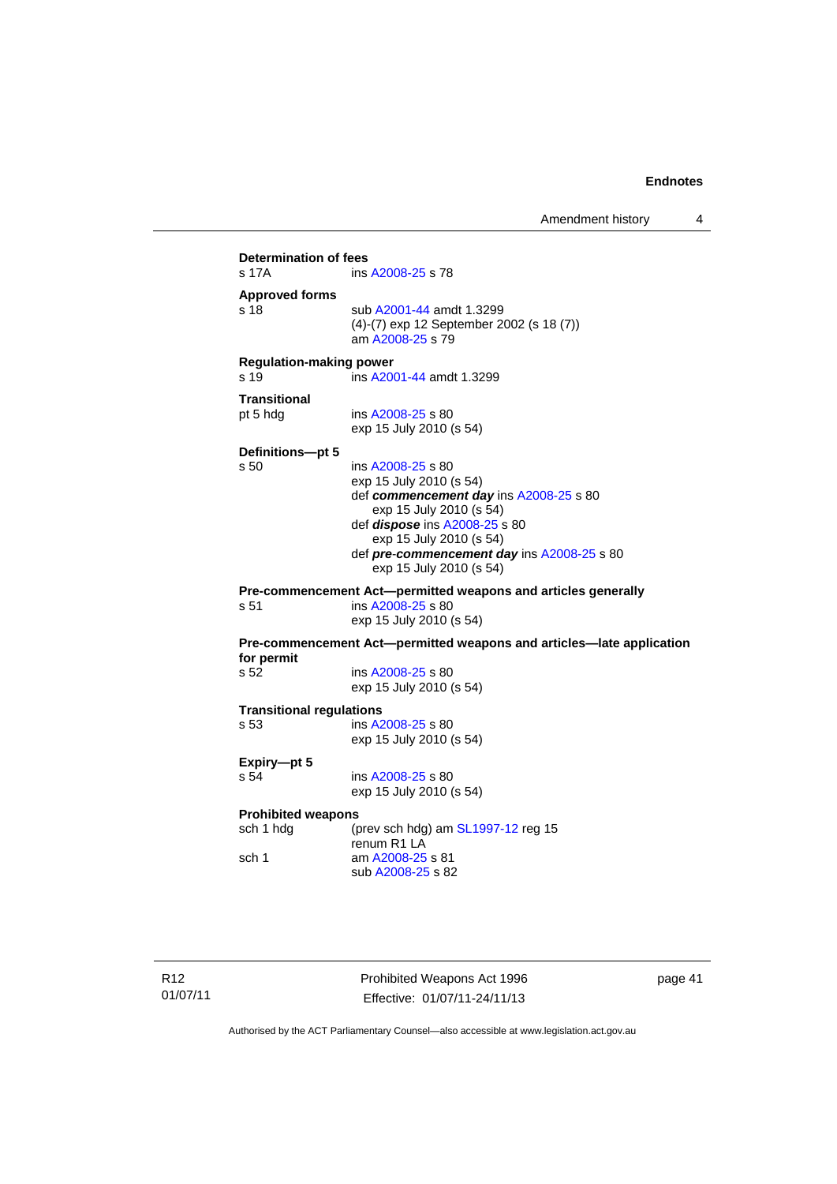**Determination of fees**

s 17A ins A2008-25 s 78

**Approved forms**

s 18 sub A2001-44 amdt 1.3299
(4)-(7) exp 12 September 2002 (s 18 (7))
am A2008-25 s 79

**Regulation-making power**

s 19 ins A2001-44 amdt 1.3299

**Transitional**

pt 5 hdg ins A2008-25 s 80
exp 15 July 2010 (s 54)

**Definitions—pt 5**

s 50 ins A2008-25 s 80
exp 15 July 2010 (s 54)
def ***commencement day*** ins A2008-25 s 80
exp 15 July 2010 (s 54)
def ***dispose*** ins A2008-25 s 80
exp 15 July 2010 (s 54)
def ***pre-commencement day*** ins A2008-25 s 80
exp 15 July 2010 (s 54)

**Pre-commencement Act—permitted weapons and articles generally**

s 51 ins A2008-25 s 80
exp 15 July 2010 (s 54)

**Pre-commencement Act—permitted weapons and articles—late application for permit**

s 52 ins A2008-25 s 80
exp 15 July 2010 (s 54)

**Transitional regulations**

s 53 ins A2008-25 s 80
exp 15 July 2010 (s 54)

**Expiry—pt 5**

s 54 ins A2008-25 s 80
exp 15 July 2010 (s 54)

**Prohibited weapons**

sch 1 hdg (prev sch hdg) am SL1997-12 reg 15
renum R1 LA

sch 1 am A2008-25 s 81
sub A2008-25 s 82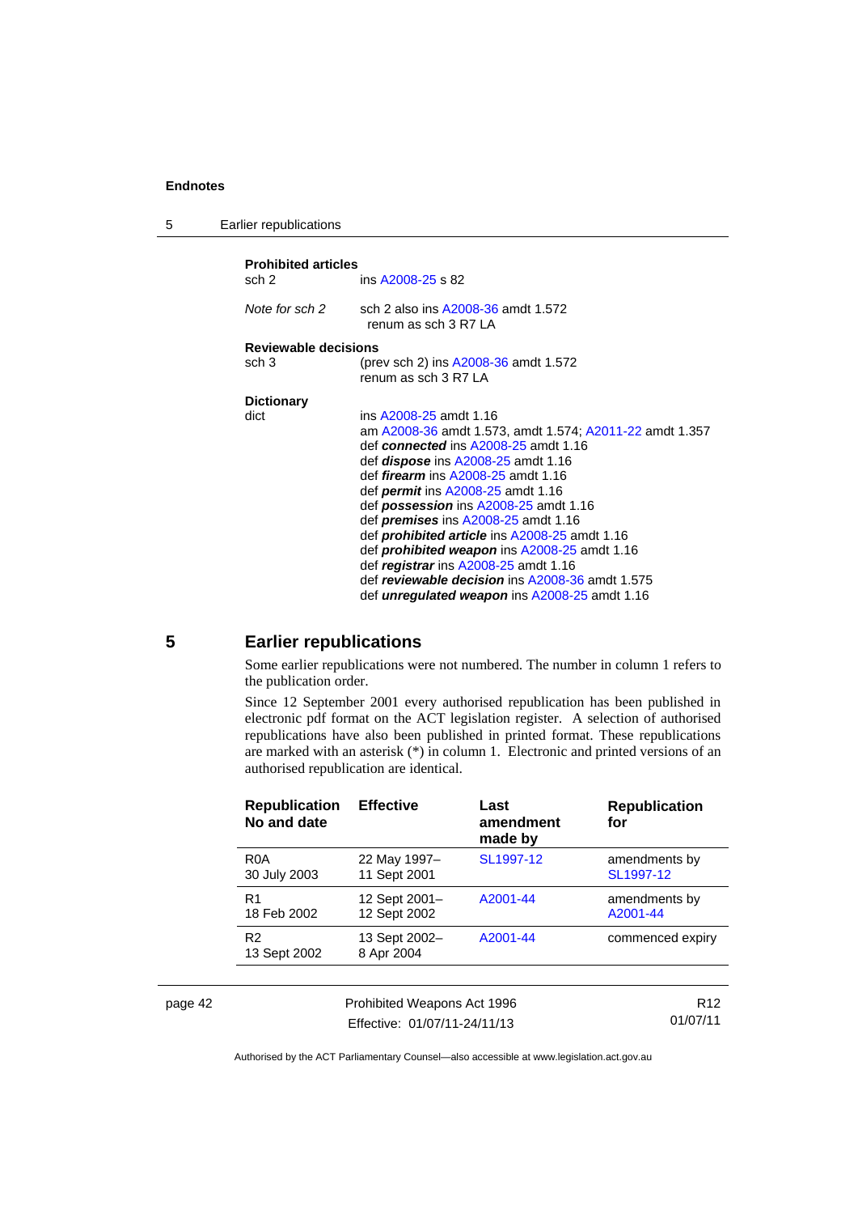**Prohibited articles**

sch 2 — ins A2008-25 s 82

*Note for sch 2* — sch 2 also ins A2008-36 amdt 1.572
renum as sch 3 R7 LA

**Reviewable decisions**

sch 3 — (prev sch 2) ins A2008-36 amdt 1.572
renum as sch 3 R7 LA

**Dictionary**

dict — ins A2008-25 amdt 1.16
am A2008-36 amdt 1.573, amdt 1.574; A2011-22 amdt 1.357
def ***connected*** ins A2008-25 amdt 1.16
def ***dispose*** ins A2008-25 amdt 1.16
def ***firearm*** ins A2008-25 amdt 1.16
def ***permit*** ins A2008-25 amdt 1.16
def ***possession*** ins A2008-25 amdt 1.16
def ***premises*** ins A2008-25 amdt 1.16
def ***prohibited article*** ins A2008-25 amdt 1.16
def ***prohibited weapon*** ins A2008-25 amdt 1.16
def ***registrar*** ins A2008-25 amdt 1.16
def ***reviewable decision*** ins A2008-36 amdt 1.575
def ***unregulated weapon*** ins A2008-25 amdt 1.16

## 5 Earlier republications

Some earlier republications were not numbered. The number in column 1 refers to the publication order.

Since 12 September 2001 every authorised republication has been published in electronic pdf format on the ACT legislation register. A selection of authorised republications have also been published in printed format. These republications are marked with an asterisk (*) in column 1. Electronic and printed versions of an authorised republication are identical.

| Republication No and date | Effective | Last amendment made by | Republication for |
|---|---|---|---|
| R0A<br>30 July 2003 | 22 May 1997–<br>11 Sept 2001 | SL1997-12 | amendments by SL1997-12 |
| R1<br>18 Feb 2002 | 12 Sept 2001–<br>12 Sept 2002 | A2001-44 | amendments by A2001-44 |
| R2<br>13 Sept 2002 | 13 Sept 2002–<br>8 Apr 2004 | A2001-44 | commenced expiry |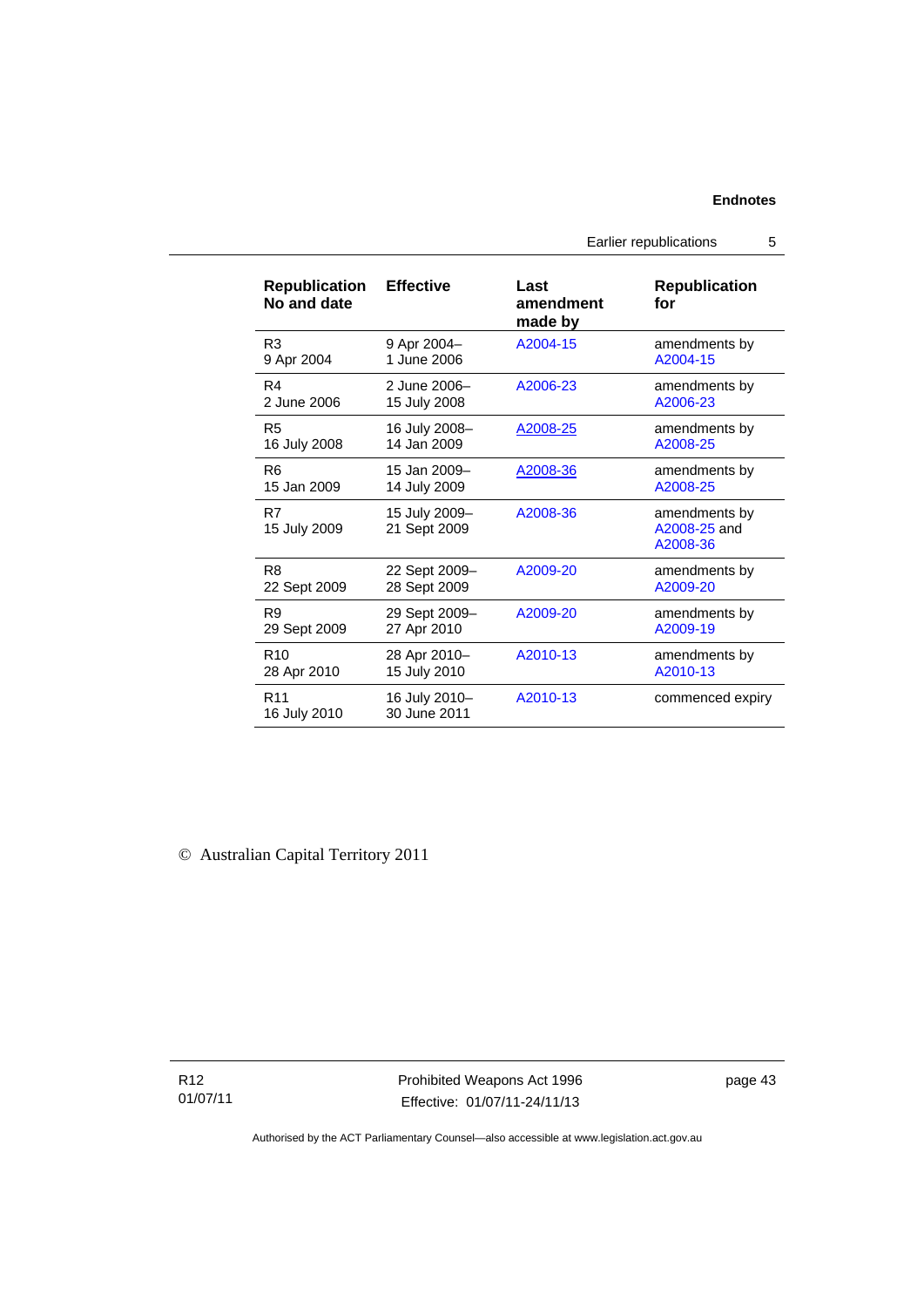| Republication No and date | Effective | Last amendment made by | Republication for |
|---|---|---|---|
| R3<br>9 Apr 2004 | 9 Apr 2004–<br>1 June 2006 | A2004-15 | amendments by A2004-15 |
| R4<br>2 June 2006 | 2 June 2006–<br>15 July 2008 | A2006-23 | amendments by A2006-23 |
| R5<br>16 July 2008 | 16 July 2008–<br>14 Jan 2009 | A2008-25 | amendments by A2008-25 |
| R6<br>15 Jan 2009 | 15 Jan 2009–<br>14 July 2009 | A2008-36 | amendments by A2008-25 |
| R7<br>15 July 2009 | 15 July 2009–<br>21 Sept 2009 | A2008-36 | amendments by A2008-25 and A2008-36 |
| R8<br>22 Sept 2009 | 22 Sept 2009–<br>28 Sept 2009 | A2009-20 | amendments by A2009-20 |
| R9<br>29 Sept 2009 | 29 Sept 2009–<br>27 Apr 2010 | A2009-20 | amendments by A2009-19 |
| R10<br>28 Apr 2010 | 28 Apr 2010–<br>15 July 2010 | A2010-13 | amendments by A2010-13 |
| R11<br>16 July 2010 | 16 July 2010–<br>30 June 2011 | A2010-13 | commenced expiry |

© Australian Capital Territory 2011